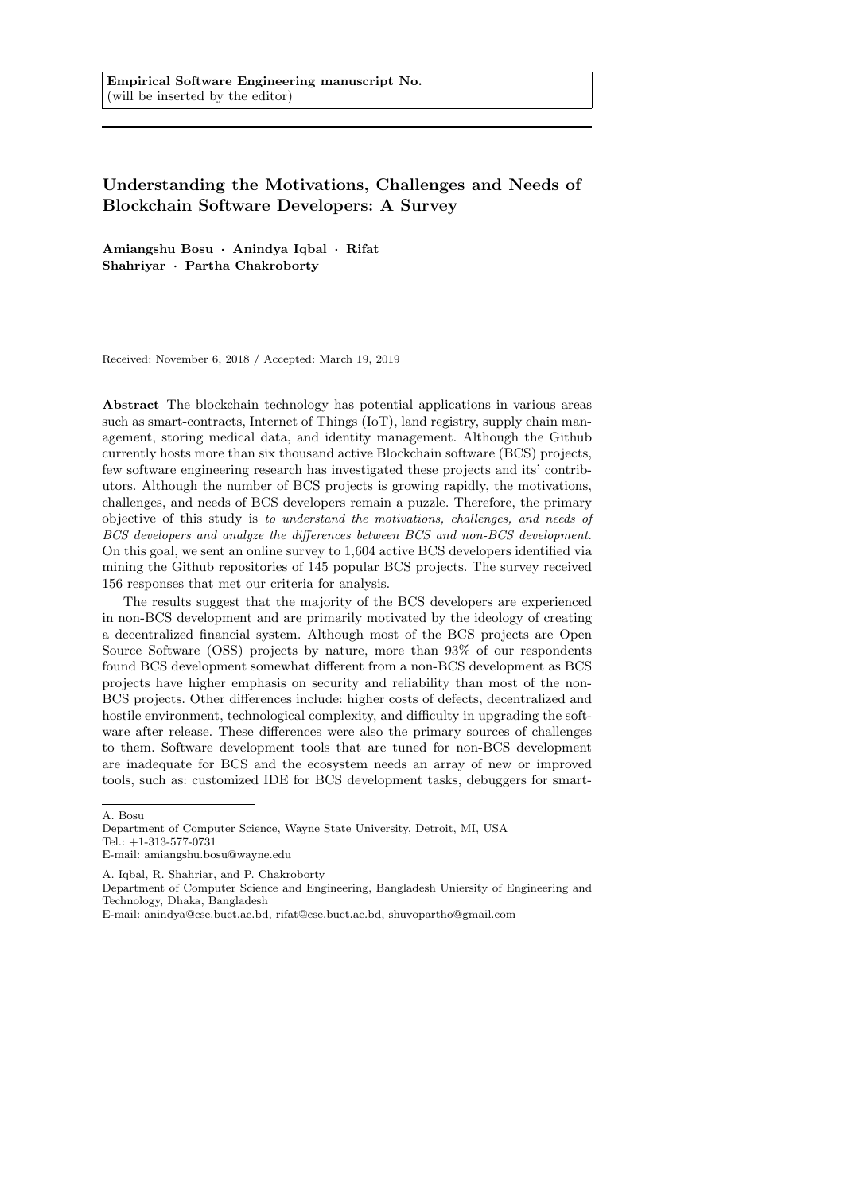**Empirical Software Engineering manuscript No.**
(will be inserted by the editor)

# Understanding the Motivations, Challenges and Needs of Blockchain Software Developers: A Survey

**Amiangshu Bosu · Anindya Iqbal · Rifat Shahriyar · Partha Chakroborty**

Received: November 6, 2018 / Accepted: March 19, 2019

**Abstract** The blockchain technology has potential applications in various areas such as smart-contracts, Internet of Things (IoT), land registry, supply chain management, storing medical data, and identity management. Although the Github currently hosts more than six thousand active Blockchain software (BCS) projects, few software engineering research has investigated these projects and its' contributors. Although the number of BCS projects is growing rapidly, the motivations, challenges, and needs of BCS developers remain a puzzle. Therefore, the primary objective of this study is *to understand the motivations, challenges, and needs of BCS developers and analyze the differences between BCS and non-BCS development*. On this goal, we sent an online survey to 1,604 active BCS developers identified via mining the Github repositories of 145 popular BCS projects. The survey received 156 responses that met our criteria for analysis.

The results suggest that the majority of the BCS developers are experienced in non-BCS development and are primarily motivated by the ideology of creating a decentralized financial system. Although most of the BCS projects are Open Source Software (OSS) projects by nature, more than 93% of our respondents found BCS development somewhat different from a non-BCS development as BCS projects have higher emphasis on security and reliability than most of the non-BCS projects. Other differences include: higher costs of defects, decentralized and hostile environment, technological complexity, and difficulty in upgrading the software after release. These differences were also the primary sources of challenges to them. Software development tools that are tuned for non-BCS development are inadequate for BCS and the ecosystem needs an array of new or improved tools, such as: customized IDE for BCS development tasks, debuggers for smart-

---

A. Bosu
Department of Computer Science, Wayne State University, Detroit, MI, USA
Tel.: +1-313-577-0731
E-mail: amiangshu.bosu@wayne.edu

A. Iqbal, R. Shahriar, and P. Chakroborty
Department of Computer Science and Engineering, Bangladesh Uniersity of Engineering and Technology, Dhaka, Bangladesh
E-mail: anindya@cse.buet.ac.bd, rifat@cse.buet.ac.bd, shuvopartho@gmail.com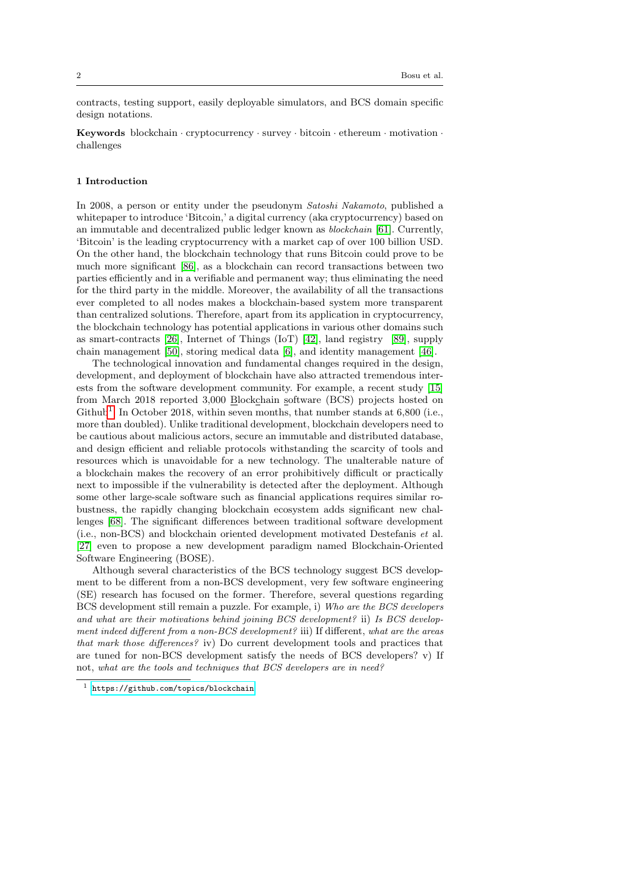contracts, testing support, easily deployable simulators, and BCS domain specific design notations.

**Keywords** blockchain · cryptocurrency · survey · bitcoin · ethereum · motivation · challenges

## 1 Introduction

In 2008, a person or entity under the pseudonym *Satoshi Nakamoto*, published a whitepaper to introduce 'Bitcoin,' a digital currency (aka cryptocurrency) based on an immutable and decentralized public ledger known as *blockchain* [61]. Currently, 'Bitcoin' is the leading cryptocurrency with a market cap of over 100 billion USD. On the other hand, the blockchain technology that runs Bitcoin could prove to be much more significant [86], as a blockchain can record transactions between two parties efficiently and in a verifiable and permanent way; thus eliminating the need for the third party in the middle. Moreover, the availability of all the transactions ever completed to all nodes makes a blockchain-based system more transparent than centralized solutions. Therefore, apart from its application in cryptocurrency, the blockchain technology has potential applications in various other domains such as smart-contracts [26], Internet of Things (IoT) [42], land registry [89], supply chain management [50], storing medical data [6], and identity management [46].

The technological innovation and fundamental changes required in the design, development, and deployment of blockchain have also attracted tremendous interests from the software development community. For example, a recent study [15] from March 2018 reported 3,000 Blockchain software (BCS) projects hosted on Github[1]. In October 2018, within seven months, that number stands at 6,800 (i.e., more than doubled). Unlike traditional development, blockchain developers need to be cautious about malicious actors, secure an immutable and distributed database, and design efficient and reliable protocols withstanding the scarcity of tools and resources which is unavoidable for a new technology. The unalterable nature of a blockchain makes the recovery of an error prohibitively difficult or practically next to impossible if the vulnerability is detected after the deployment. Although some other large-scale software such as financial applications requires similar robustness, the rapidly changing blockchain ecosystem adds significant new challenges [68]. The significant differences between traditional software development (i.e., non-BCS) and blockchain oriented development motivated Destefanis *et* al. [27] even to propose a new development paradigm named Blockchain-Oriented Software Engineering (BOSE).

Although several characteristics of the BCS technology suggest BCS development to be different from a non-BCS development, very few software engineering (SE) research has focused on the former. Therefore, several questions regarding BCS development still remain a puzzle. For example, i) *Who are the BCS developers and what are their motivations behind joining BCS development?* ii) *Is BCS development indeed different from a non-BCS development?* iii) If different, *what are the areas that mark those differences?* iv) Do current development tools and practices that are tuned for non-BCS development satisfy the needs of BCS developers? v) If not, *what are the tools and techniques that BCS developers are in need?*

[1] https://github.com/topics/blockchain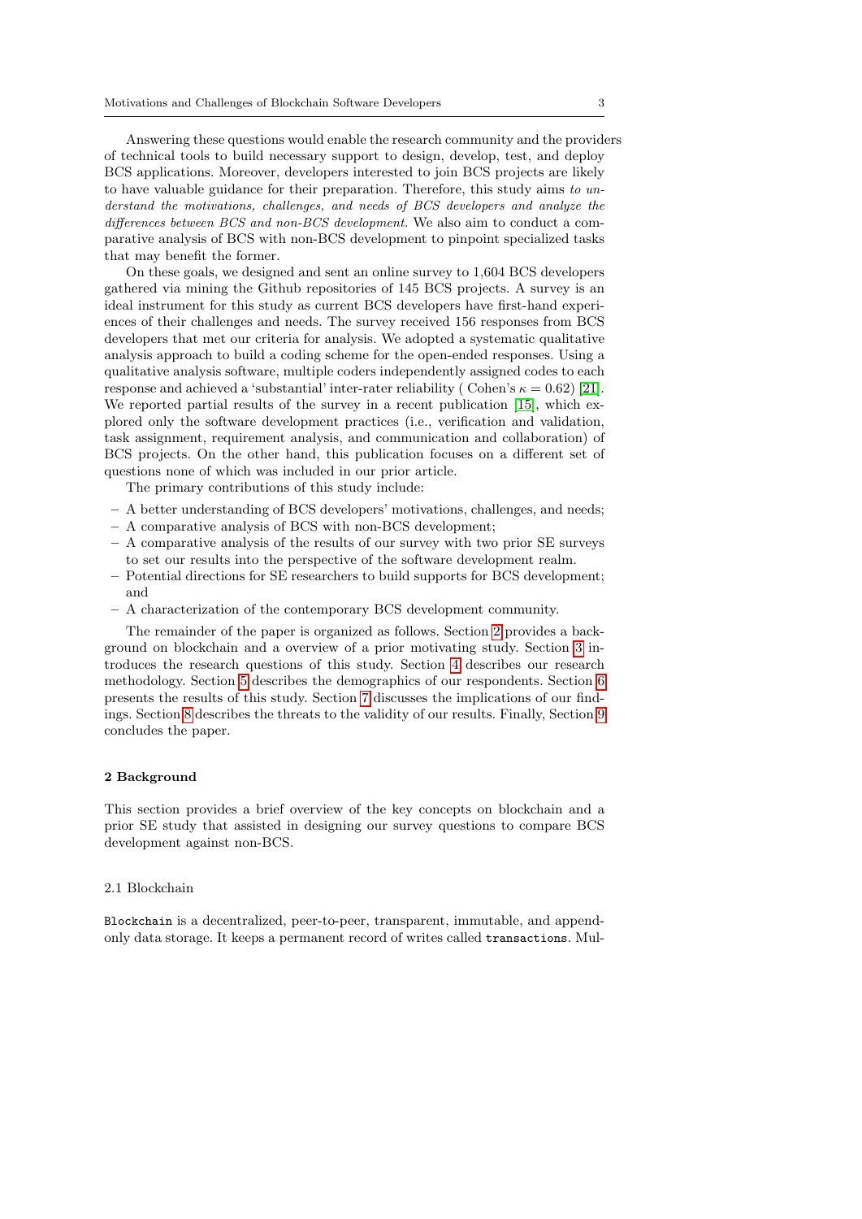Answering these questions would enable the research community and the providers of technical tools to build necessary support to design, develop, test, and deploy BCS applications. Moreover, developers interested to join BCS projects are likely to have valuable guidance for their preparation. Therefore, this study aims *to understand the motivations, challenges, and needs of BCS developers and analyze the differences between BCS and non-BCS development.* We also aim to conduct a comparative analysis of BCS with non-BCS development to pinpoint specialized tasks that may benefit the former.

On these goals, we designed and sent an online survey to 1,604 BCS developers gathered via mining the Github repositories of 145 BCS projects. A survey is an ideal instrument for this study as current BCS developers have first-hand experiences of their challenges and needs. The survey received 156 responses from BCS developers that met our criteria for analysis. We adopted a systematic qualitative analysis approach to build a coding scheme for the open-ended responses. Using a qualitative analysis software, multiple coders independently assigned codes to each response and achieved a 'substantial' inter-rater reliability ( Cohen's $\kappa = 0.62$) [21]. We reported partial results of the survey in a recent publication [15], which explored only the software development practices (i.e., verification and validation, task assignment, requirement analysis, and communication and collaboration) of BCS projects. On the other hand, this publication focuses on a different set of questions none of which was included in our prior article.

The primary contributions of this study include:

- A better understanding of BCS developers' motivations, challenges, and needs;
- A comparative analysis of BCS with non-BCS development;
- A comparative analysis of the results of our survey with two prior SE surveys to set our results into the perspective of the software development realm.
- Potential directions for SE researchers to build supports for BCS development; and
- A characterization of the contemporary BCS development community.

The remainder of the paper is organized as follows. Section 2 provides a background on blockchain and a overview of a prior motivating study. Section 3 introduces the research questions of this study. Section 4 describes our research methodology. Section 5 describes the demographics of our respondents. Section 6 presents the results of this study. Section 7 discusses the implications of our findings. Section 8 describes the threats to the validity of our results. Finally, Section 9 concludes the paper.

## 2 Background

This section provides a brief overview of the key concepts on blockchain and a prior SE study that assisted in designing our survey questions to compare BCS development against non-BCS.

### 2.1 Blockchain

`Blockchain` is a decentralized, peer-to-peer, transparent, immutable, and append-only data storage. It keeps a permanent record of writes called `transactions`. Mul-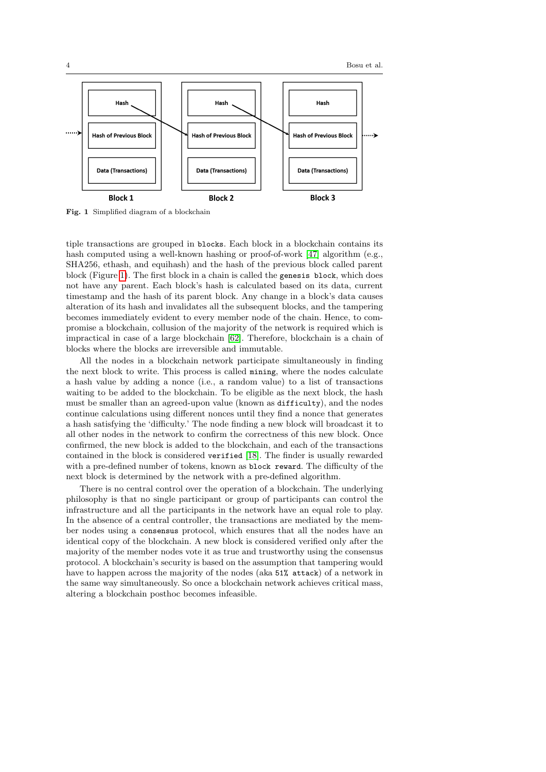Fig. 1 Simplified diagram of a blockchain

tiple transactions are grouped in `blocks`. Each block in a blockchain contains its hash computed using a well-known hashing or proof-of-work [47] algorithm (e.g., SHA256, ethash, and equihash) and the hash of the previous block called parent block (Figure 1). The first block in a chain is called the `genesis block`, which does not have any parent. Each block's hash is calculated based on its data, current timestamp and the hash of its parent block. Any change in a block's data causes alteration of its hash and invalidates all the subsequent blocks, and the tampering becomes immediately evident to every member node of the chain. Hence, to compromise a blockchain, collusion of the majority of the network is required which is impractical in case of a large blockchain [62]. Therefore, blockchain is a chain of blocks where the blocks are irreversible and immutable.

All the nodes in a blockchain network participate simultaneously in finding the next block to write. This process is called `mining`, where the nodes calculate a hash value by adding a nonce (i.e., a random value) to a list of transactions waiting to be added to the blockchain. To be eligible as the next block, the hash must be smaller than an agreed-upon value (known as `difficulty`), and the nodes continue calculations using different nonces until they find a nonce that generates a hash satisfying the 'difficulty.' The node finding a new block will broadcast it to all other nodes in the network to confirm the correctness of this new block. Once confirmed, the new block is added to the blockchain, and each of the transactions contained in the block is considered `verified` [18]. The finder is usually rewarded with a pre-defined number of tokens, known as `block reward`. The difficulty of the next block is determined by the network with a pre-defined algorithm.

There is no central control over the operation of a blockchain. The underlying philosophy is that no single participant or group of participants can control the infrastructure and all the participants in the network have an equal role to play. In the absence of a central controller, the transactions are mediated by the member nodes using a `consensus` protocol, which ensures that all the nodes have an identical copy of the blockchain. A new block is considered verified only after the majority of the member nodes vote it as true and trustworthy using the consensus protocol. A blockchain's security is based on the assumption that tampering would have to happen across the majority of the nodes (aka `51% attack`) of a network in the same way simultaneously. So once a blockchain network achieves critical mass, altering a blockchain posthoc becomes infeasible.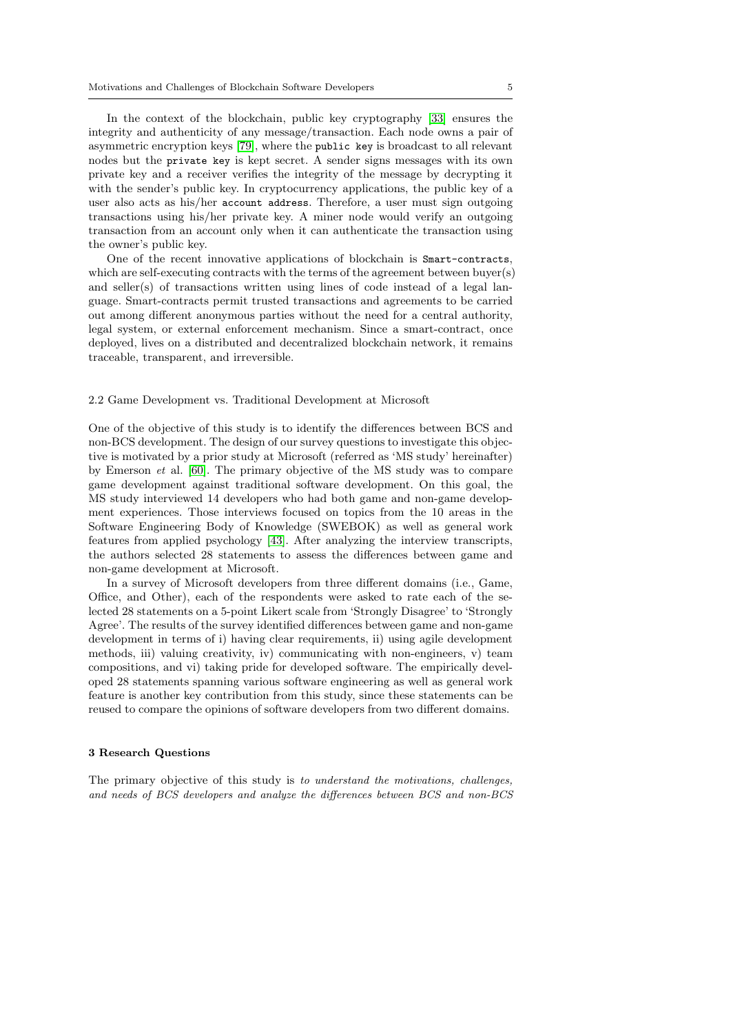In the context of the blockchain, public key cryptography [33] ensures the integrity and authenticity of any message/transaction. Each node owns a pair of asymmetric encryption keys [79], where the `public key` is broadcast to all relevant nodes but the `private key` is kept secret. A sender signs messages with its own private key and a receiver verifies the integrity of the message by decrypting it with the sender's public key. In cryptocurrency applications, the public key of a user also acts as his/her `account address`. Therefore, a user must sign outgoing transactions using his/her private key. A miner node would verify an outgoing transaction from an account only when it can authenticate the transaction using the owner's public key.

One of the recent innovative applications of blockchain is `Smart-contracts`, which are self-executing contracts with the terms of the agreement between buyer(s) and seller(s) of transactions written using lines of code instead of a legal language. Smart-contracts permit trusted transactions and agreements to be carried out among different anonymous parties without the need for a central authority, legal system, or external enforcement mechanism. Since a smart-contract, once deployed, lives on a distributed and decentralized blockchain network, it remains traceable, transparent, and irreversible.

### 2.2 Game Development vs. Traditional Development at Microsoft

One of the objective of this study is to identify the differences between BCS and non-BCS development. The design of our survey questions to investigate this objective is motivated by a prior study at Microsoft (referred as 'MS study' hereinafter) by Emerson *et* al. [60]. The primary objective of the MS study was to compare game development against traditional software development. On this goal, the MS study interviewed 14 developers who had both game and non-game development experiences. Those interviews focused on topics from the 10 areas in the Software Engineering Body of Knowledge (SWEBOK) as well as general work features from applied psychology [43]. After analyzing the interview transcripts, the authors selected 28 statements to assess the differences between game and non-game development at Microsoft.

In a survey of Microsoft developers from three different domains (i.e., Game, Office, and Other), each of the respondents were asked to rate each of the selected 28 statements on a 5-point Likert scale from 'Strongly Disagree' to 'Strongly Agree'. The results of the survey identified differences between game and non-game development in terms of i) having clear requirements, ii) using agile development methods, iii) valuing creativity, iv) communicating with non-engineers, v) team compositions, and vi) taking pride for developed software. The empirically developed 28 statements spanning various software engineering as well as general work feature is another key contribution from this study, since these statements can be reused to compare the opinions of software developers from two different domains.

## 3 Research Questions

The primary objective of this study is *to understand the motivations, challenges, and needs of BCS developers and analyze the differences between BCS and non-BCS*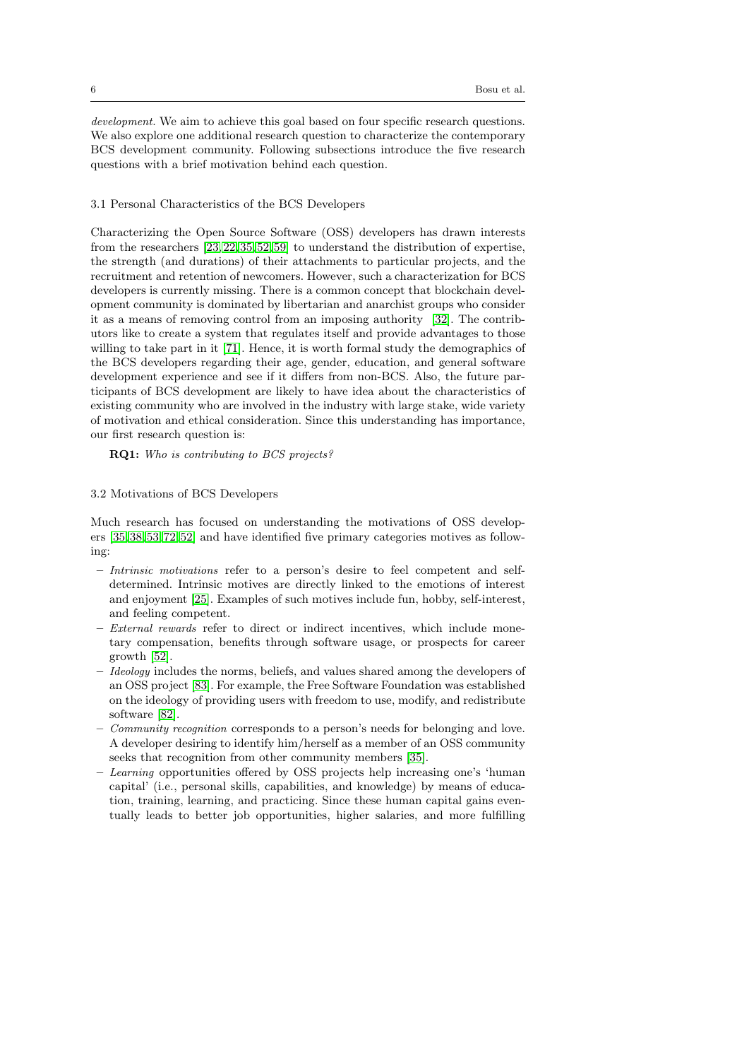*development*. We aim to achieve this goal based on four specific research questions. We also explore one additional research question to characterize the contemporary BCS development community. Following subsections introduce the five research questions with a brief motivation behind each question.

### 3.1 Personal Characteristics of the BCS Developers

Characterizing the Open Source Software (OSS) developers has drawn interests from the researchers [23,22,35,52,59] to understand the distribution of expertise, the strength (and durations) of their attachments to particular projects, and the recruitment and retention of newcomers. However, such a characterization for BCS developers is currently missing. There is a common concept that blockchain development community is dominated by libertarian and anarchist groups who consider it as a means of removing control from an imposing authority [32]. The contributors like to create a system that regulates itself and provide advantages to those willing to take part in it [71]. Hence, it is worth formal study the demographics of the BCS developers regarding their age, gender, education, and general software development experience and see if it differs from non-BCS. Also, the future participants of BCS development are likely to have idea about the characteristics of existing community who are involved in the industry with large stake, wide variety of motivation and ethical consideration. Since this understanding has importance, our first research question is:

**RQ1:** *Who is contributing to BCS projects?*

### 3.2 Motivations of BCS Developers

Much research has focused on understanding the motivations of OSS developers [35,38,53,72,52] and have identified five primary categories motives as following:

- *Intrinsic motivations* refer to a person's desire to feel competent and self-determined. Intrinsic motives are directly linked to the emotions of interest and enjoyment [25]. Examples of such motives include fun, hobby, self-interest, and feeling competent.
- *External rewards* refer to direct or indirect incentives, which include monetary compensation, benefits through software usage, or prospects for career growth [52].
- *Ideology* includes the norms, beliefs, and values shared among the developers of an OSS project [83]. For example, the Free Software Foundation was established on the ideology of providing users with freedom to use, modify, and redistribute software [82].
- *Community recognition* corresponds to a person's needs for belonging and love. A developer desiring to identify him/herself as a member of an OSS community seeks that recognition from other community members [35].
- *Learning* opportunities offered by OSS projects help increasing one's 'human capital' (i.e., personal skills, capabilities, and knowledge) by means of education, training, learning, and practicing. Since these human capital gains eventually leads to better job opportunities, higher salaries, and more fulfilling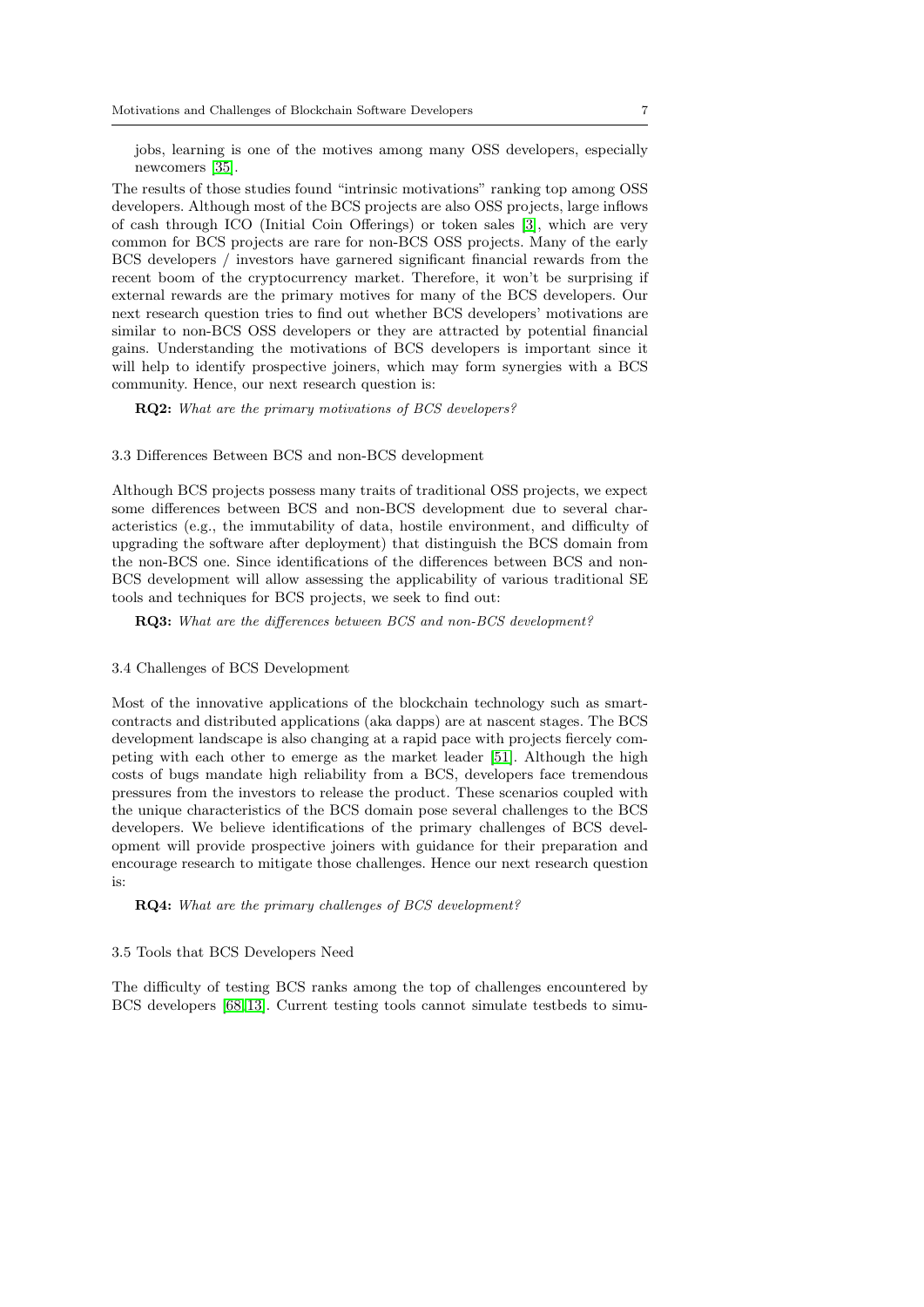jobs, learning is one of the motives among many OSS developers, especially newcomers [35].

The results of those studies found "intrinsic motivations" ranking top among OSS developers. Although most of the BCS projects are also OSS projects, large inflows of cash through ICO (Initial Coin Offerings) or token sales [3], which are very common for BCS projects are rare for non-BCS OSS projects. Many of the early BCS developers / investors have garnered significant financial rewards from the recent boom of the cryptocurrency market. Therefore, it won't be surprising if external rewards are the primary motives for many of the BCS developers. Our next research question tries to find out whether BCS developers' motivations are similar to non-BCS OSS developers or they are attracted by potential financial gains. Understanding the motivations of BCS developers is important since it will help to identify prospective joiners, which may form synergies with a BCS community. Hence, our next research question is:

**RQ2:** *What are the primary motivations of BCS developers?*

### 3.3 Differences Between BCS and non-BCS development

Although BCS projects possess many traits of traditional OSS projects, we expect some differences between BCS and non-BCS development due to several characteristics (e.g., the immutability of data, hostile environment, and difficulty of upgrading the software after deployment) that distinguish the BCS domain from the non-BCS one. Since identifications of the differences between BCS and non-BCS development will allow assessing the applicability of various traditional SE tools and techniques for BCS projects, we seek to find out:

**RQ3:** *What are the differences between BCS and non-BCS development?*

### 3.4 Challenges of BCS Development

Most of the innovative applications of the blockchain technology such as smart-contracts and distributed applications (aka dapps) are at nascent stages. The BCS development landscape is also changing at a rapid pace with projects fiercely competing with each other to emerge as the market leader [51]. Although the high costs of bugs mandate high reliability from a BCS, developers face tremendous pressures from the investors to release the product. These scenarios coupled with the unique characteristics of the BCS domain pose several challenges to the BCS developers. We believe identifications of the primary challenges of BCS development will provide prospective joiners with guidance for their preparation and encourage research to mitigate those challenges. Hence our next research question is:

**RQ4:** *What are the primary challenges of BCS development?*

### 3.5 Tools that BCS Developers Need

The difficulty of testing BCS ranks among the top of challenges encountered by BCS developers [68,13]. Current testing tools cannot simulate testbeds to simu-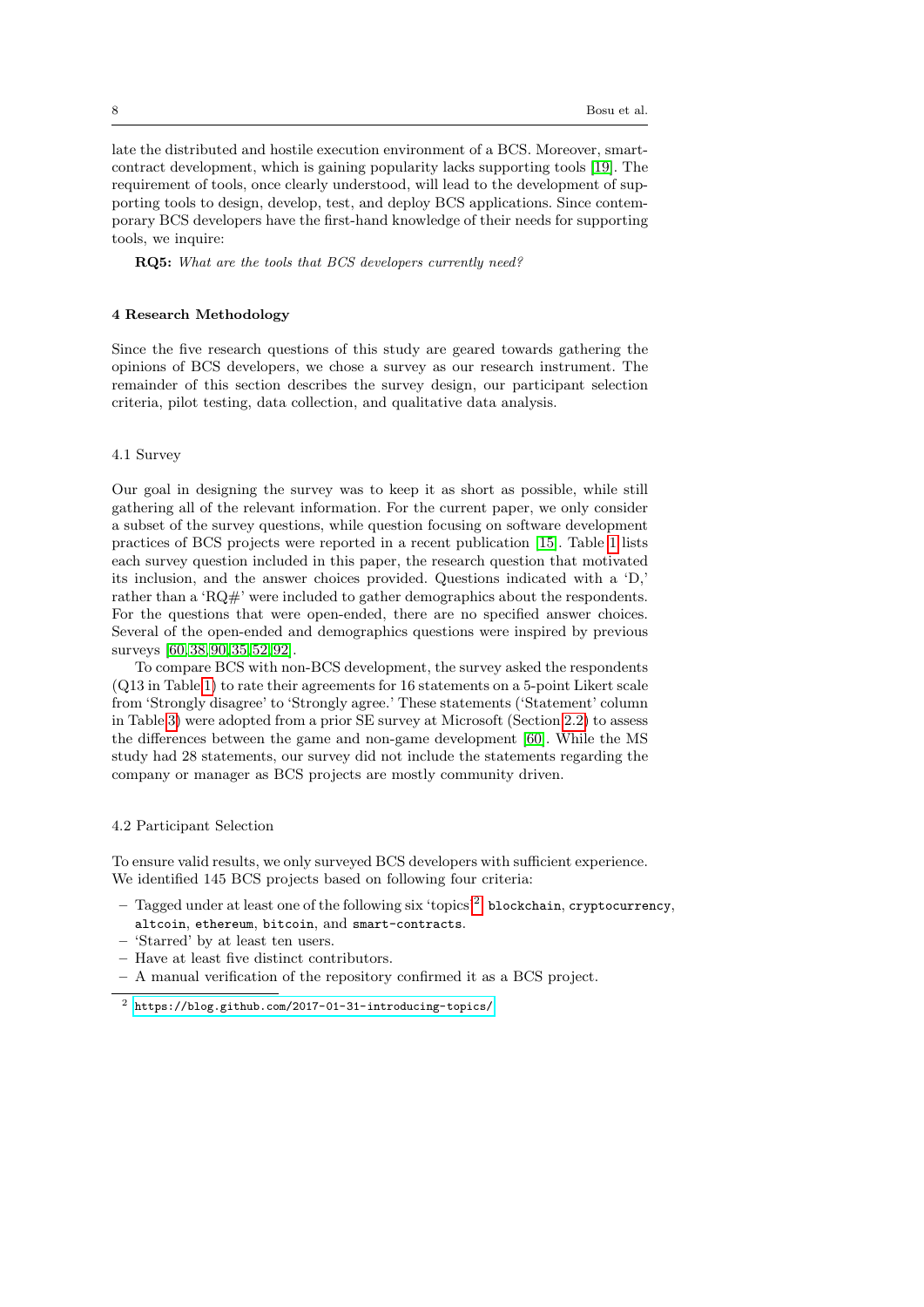late the distributed and hostile execution environment of a BCS. Moreover, smart-contract development, which is gaining popularity lacks supporting tools [19]. The requirement of tools, once clearly understood, will lead to the development of supporting tools to design, develop, test, and deploy BCS applications. Since contemporary BCS developers have the first-hand knowledge of their needs for supporting tools, we inquire:

**RQ5:** *What are the tools that BCS developers currently need?*

## 4 Research Methodology

Since the five research questions of this study are geared towards gathering the opinions of BCS developers, we chose a survey as our research instrument. The remainder of this section describes the survey design, our participant selection criteria, pilot testing, data collection, and qualitative data analysis.

### 4.1 Survey

Our goal in designing the survey was to keep it as short as possible, while still gathering all of the relevant information. For the current paper, we only consider a subset of the survey questions, while question focusing on software development practices of BCS projects were reported in a recent publication [15]. Table 1 lists each survey question included in this paper, the research question that motivated its inclusion, and the answer choices provided. Questions indicated with a 'D,' rather than a 'RQ#' were included to gather demographics about the respondents. For the questions that were open-ended, there are no specified answer choices. Several of the open-ended and demographics questions were inspired by previous surveys [60,38,90,35,52,92].

To compare BCS with non-BCS development, the survey asked the respondents (Q13 in Table 1) to rate their agreements for 16 statements on a 5-point Likert scale from 'Strongly disagree' to 'Strongly agree.' These statements ('Statement' column in Table 3) were adopted from a prior SE survey at Microsoft (Section 2.2) to assess the differences between the game and non-game development [60]. While the MS study had 28 statements, our survey did not include the statements regarding the company or manager as BCS projects are mostly community driven.

### 4.2 Participant Selection

To ensure valid results, we only surveyed BCS developers with sufficient experience. We identified 145 BCS projects based on following four criteria:

- Tagged under at least one of the following six 'topics'[2]: `blockchain`, `cryptocurrency`, `altcoin`, `ethereum`, `bitcoin`, and `smart-contracts`.
- 'Starred' by at least ten users.
- Have at least five distinct contributors.
- A manual verification of the repository confirmed it as a BCS project.

[2] https://blog.github.com/2017-01-31-introducing-topics/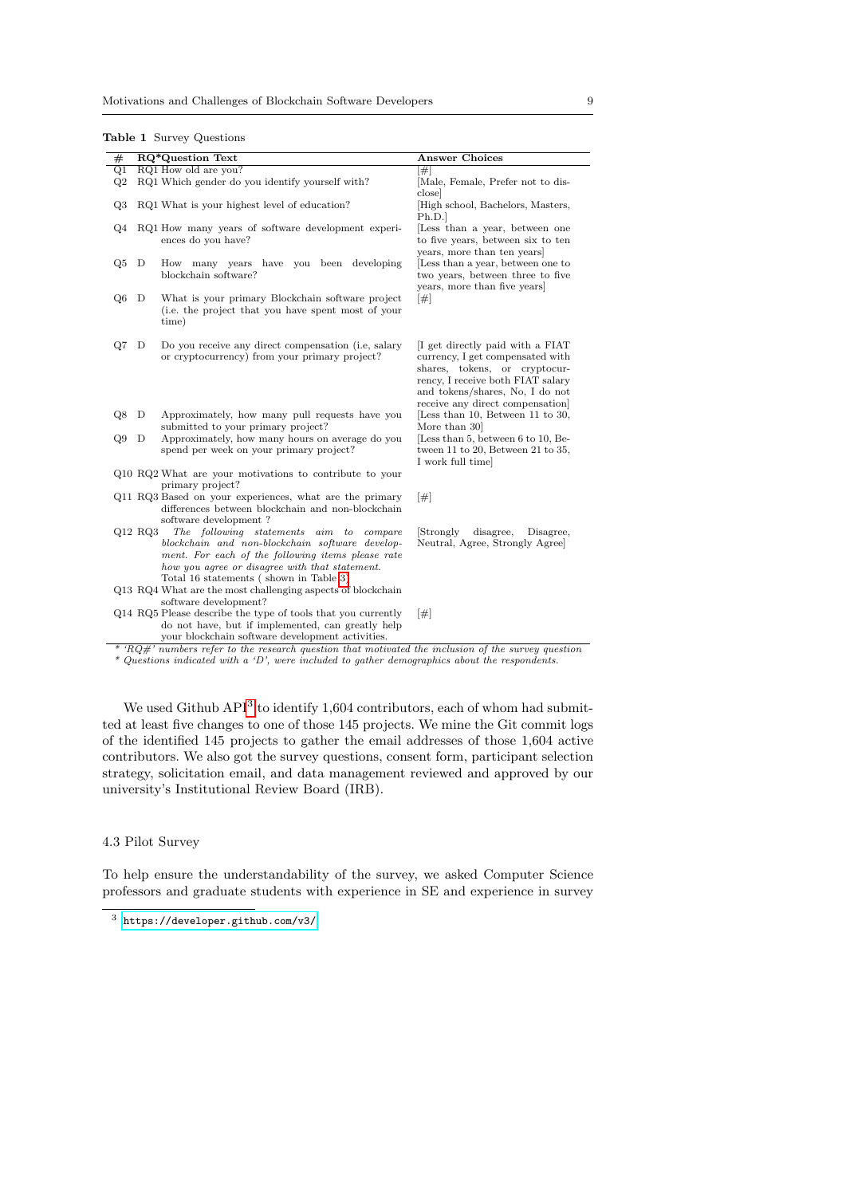**Table 1** Survey Questions

| # | RQ* | Question Text | Answer Choices |
|---|---|---|---|
| Q1 | RQ1 | How old are you? | [#] |
| Q2 | RQ1 | Which gender do you identify yourself with? | [Male, Female, Prefer not to disclose] |
| Q3 | RQ1 | What is your highest level of education? | [High school, Bachelors, Masters, Ph.D.] |
| Q4 | RQ1 | How many years of software development experiences do you have? | [Less than a year, between one to five years, between six to ten years, more than ten years] |
| Q5 | D | How many years have you been developing blockchain software? | [Less than a year, between one to two years, between three to five years, more than five years] |
| Q6 | D | What is your primary Blockchain software project (i.e. the project that you have spent most of your time) | [#] |
| Q7 | D | Do you receive any direct compensation (i.e, salary or cryptocurrency) from your primary project? | [I get directly paid with a FIAT currency, I get compensated with shares, tokens, or cryptocurrency, I receive both FIAT salary and tokens/shares, No, I do not receive any direct compensation] |
| Q8 | D | Approximately, how many pull requests have you submitted to your primary project? | [Less than 10, Between 11 to 30, More than 30] |
| Q9 | D | Approximately, how many hours on average do you spend per week on your primary project? | [Less than 5, between 6 to 10, Between 11 to 20, Between 21 to 35, I work full time] |
| Q10 | RQ2 | What are your motivations to contribute to your primary project? | |
| Q11 | RQ3 | Based on your experiences, what are the primary differences between blockchain and non-blockchain software development ? | [#] |
| Q12 | RQ3 | *The following statements aim to compare blockchain and non-blockchain software development. For each of the following items please rate how you agree or disagree with that statement.* Total 16 statements ( shown in Table 3) | [Strongly disagree, Disagree, Neutral, Agree, Strongly Agree] |
| Q13 | RQ4 | What are the most challenging aspects of blockchain software development? | |
| Q14 | RQ5 | Please describe the type of tools that you currently do not have, but if implemented, can greatly help your blockchain software development activities. | [#] |

*\* 'RQ#' numbers refer to the research question that motivated the inclusion of the survey question*
*\* Questions indicated with a 'D', were included to gather demographics about the respondents.*

We used Github API[3] to identify 1,604 contributors, each of whom had submitted at least five changes to one of those 145 projects. We mine the Git commit logs of the identified 145 projects to gather the email addresses of those 1,604 active contributors. We also got the survey questions, consent form, participant selection strategy, solicitation email, and data management reviewed and approved by our university's Institutional Review Board (IRB).

### 4.3 Pilot Survey

To help ensure the understandability of the survey, we asked Computer Science professors and graduate students with experience in SE and experience in survey

[3] https://developer.github.com/v3/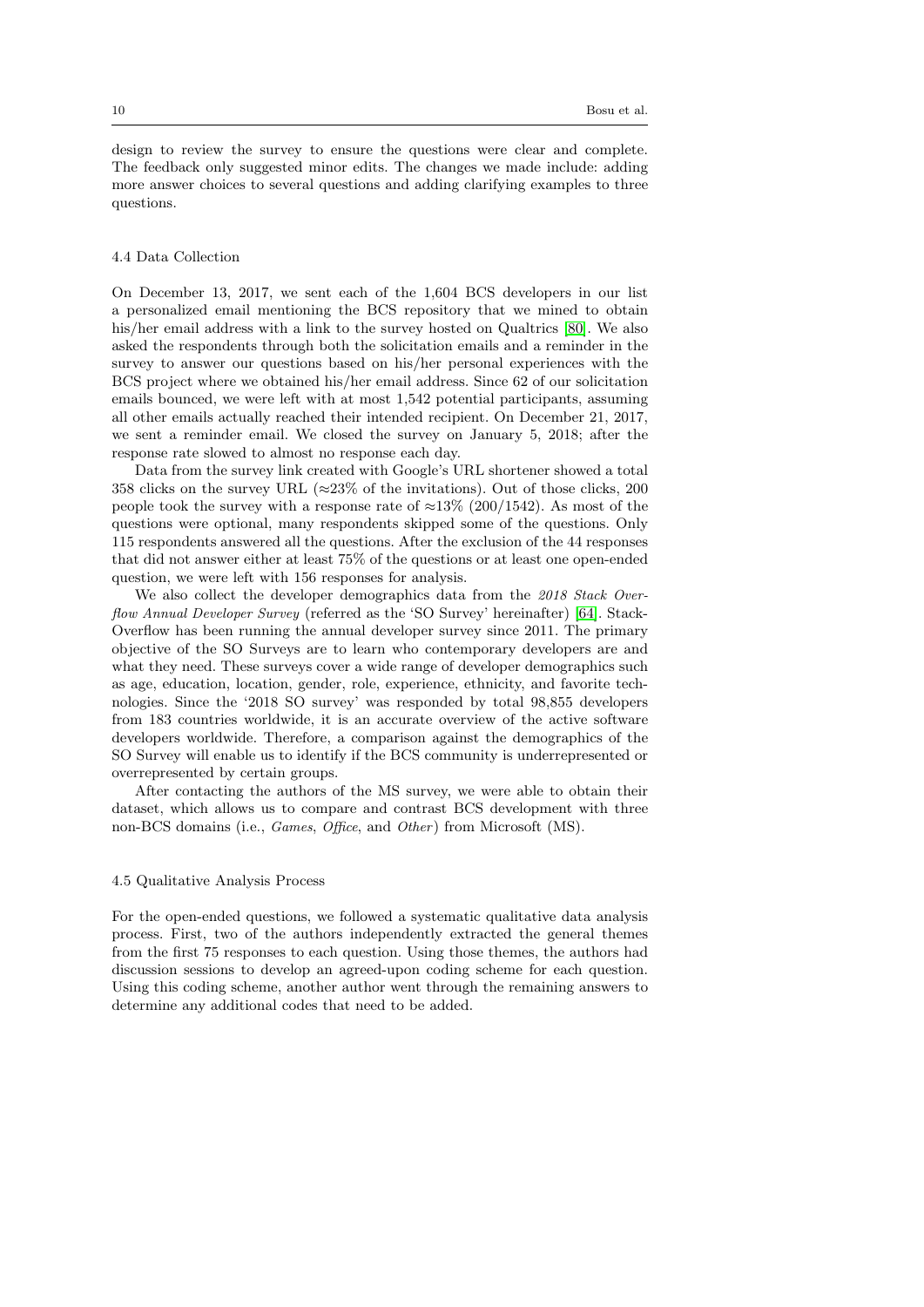design to review the survey to ensure the questions were clear and complete. The feedback only suggested minor edits. The changes we made include: adding more answer choices to several questions and adding clarifying examples to three questions.

### 4.4 Data Collection

On December 13, 2017, we sent each of the 1,604 BCS developers in our list a personalized email mentioning the BCS repository that we mined to obtain his/her email address with a link to the survey hosted on Qualtrics [80]. We also asked the respondents through both the solicitation emails and a reminder in the survey to answer our questions based on his/her personal experiences with the BCS project where we obtained his/her email address. Since 62 of our solicitation emails bounced, we were left with at most 1,542 potential participants, assuming all other emails actually reached their intended recipient. On December 21, 2017, we sent a reminder email. We closed the survey on January 5, 2018; after the response rate slowed to almost no response each day.

Data from the survey link created with Google's URL shortener showed a total 358 clicks on the survey URL ($\approx$23% of the invitations). Out of those clicks, 200 people took the survey with a response rate of $\approx$13% (200/1542). As most of the questions were optional, many respondents skipped some of the questions. Only 115 respondents answered all the questions. After the exclusion of the 44 responses that did not answer either at least 75% of the questions or at least one open-ended question, we were left with 156 responses for analysis.

We also collect the developer demographics data from the *2018 Stack Overflow Annual Developer Survey* (referred as the 'SO Survey' hereinafter) [64]. Stack-Overflow has been running the annual developer survey since 2011. The primary objective of the SO Surveys are to learn who contemporary developers are and what they need. These surveys cover a wide range of developer demographics such as age, education, location, gender, role, experience, ethnicity, and favorite technologies. Since the '2018 SO survey' was responded by total 98,855 developers from 183 countries worldwide, it is an accurate overview of the active software developers worldwide. Therefore, a comparison against the demographics of the SO Survey will enable us to identify if the BCS community is underrepresented or overrepresented by certain groups.

After contacting the authors of the MS survey, we were able to obtain their dataset, which allows us to compare and contrast BCS development with three non-BCS domains (i.e., *Games*, *Office*, and *Other*) from Microsoft (MS).

### 4.5 Qualitative Analysis Process

For the open-ended questions, we followed a systematic qualitative data analysis process. First, two of the authors independently extracted the general themes from the first 75 responses to each question. Using those themes, the authors had discussion sessions to develop an agreed-upon coding scheme for each question. Using this coding scheme, another author went through the remaining answers to determine any additional codes that need to be added.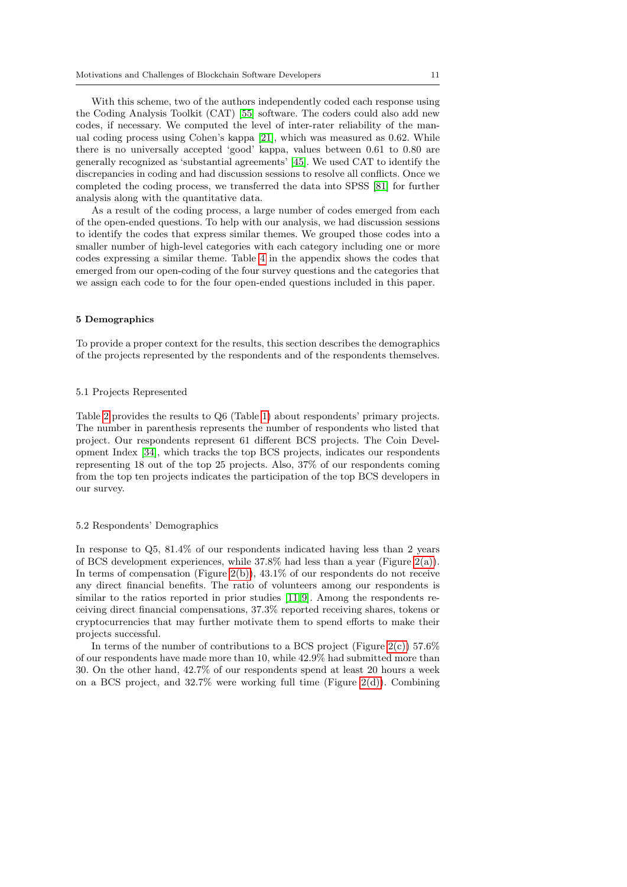With this scheme, two of the authors independently coded each response using the Coding Analysis Toolkit (CAT) [55] software. The coders could also add new codes, if necessary. We computed the level of inter-rater reliability of the manual coding process using Cohen's kappa [21], which was measured as 0.62. While there is no universally accepted 'good' kappa, values between 0.61 to 0.80 are generally recognized as 'substantial agreements' [45]. We used CAT to identify the discrepancies in coding and had discussion sessions to resolve all conflicts. Once we completed the coding process, we transferred the data into SPSS [81] for further analysis along with the quantitative data.

As a result of the coding process, a large number of codes emerged from each of the open-ended questions. To help with our analysis, we had discussion sessions to identify the codes that express similar themes. We grouped those codes into a smaller number of high-level categories with each category including one or more codes expressing a similar theme. Table 4 in the appendix shows the codes that emerged from our open-coding of the four survey questions and the categories that we assign each code to for the four open-ended questions included in this paper.

## 5 Demographics

To provide a proper context for the results, this section describes the demographics of the projects represented by the respondents and of the respondents themselves.

### 5.1 Projects Represented

Table 2 provides the results to Q6 (Table 1) about respondents' primary projects. The number in parenthesis represents the number of respondents who listed that project. Our respondents represent 61 different BCS projects. The Coin Development Index [34], which tracks the top BCS projects, indicates our respondents representing 18 out of the top 25 projects. Also, 37% of our respondents coming from the top ten projects indicates the participation of the top BCS developers in our survey.

### 5.2 Respondents' Demographics

In response to Q5, 81.4% of our respondents indicated having less than 2 years of BCS development experiences, while 37.8% had less than a year (Figure 2(a)). In terms of compensation (Figure 2(b)), 43.1% of our respondents do not receive any direct financial benefits. The ratio of volunteers among our respondents is similar to the ratios reported in prior studies [11,9]. Among the respondents receiving direct financial compensations, 37.3% reported receiving shares, tokens or cryptocurrencies that may further motivate them to spend efforts to make their projects successful.

In terms of the number of contributions to a BCS project (Figure 2(c)) 57.6% of our respondents have made more than 10, while 42.9% had submitted more than 30. On the other hand, 42.7% of our respondents spend at least 20 hours a week on a BCS project, and 32.7% were working full time (Figure 2(d)). Combining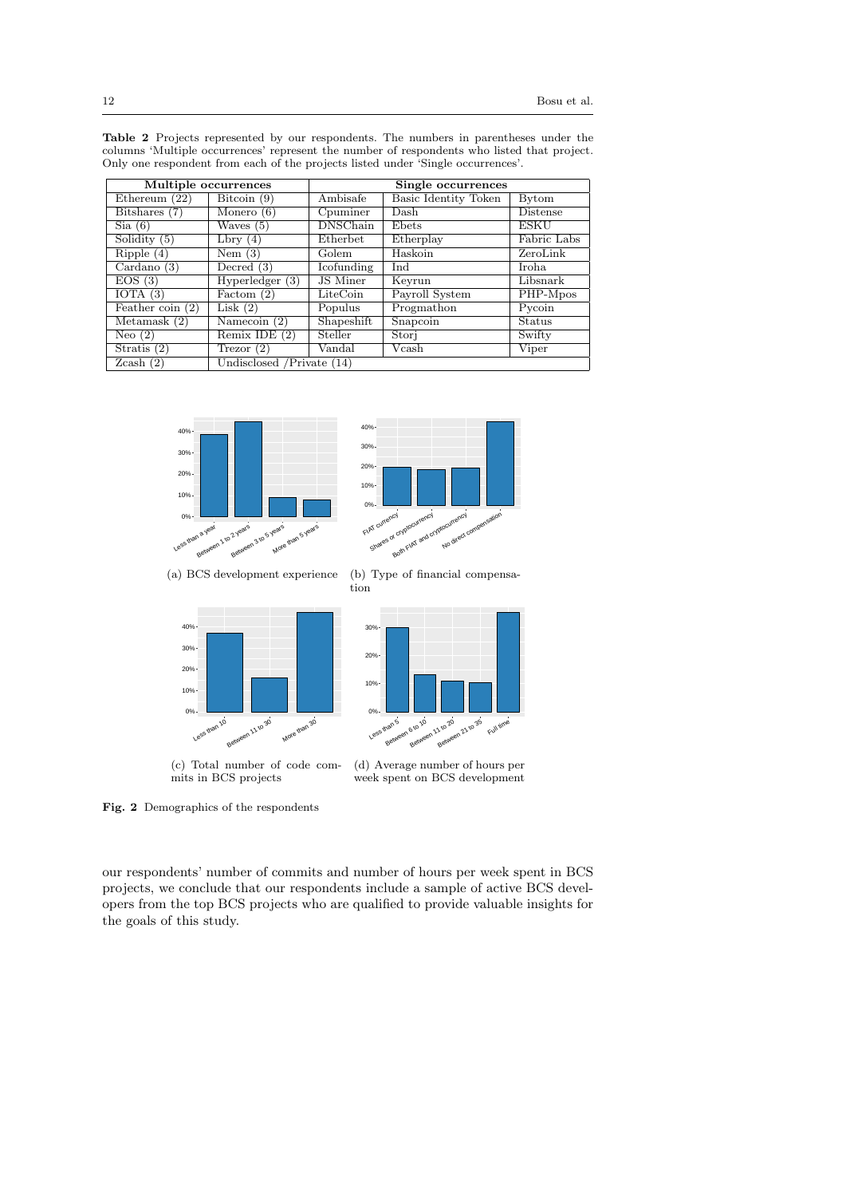**Table 2** Projects represented by our respondents. The numbers in parentheses under the columns 'Multiple occurrences' represent the number of respondents who listed that project. Only one respondent from each of the projects listed under 'Single occurrences'.

| Multiple occurrences | | Single occurrences | | |
|---|---|---|---|---|
| Ethereum (22) | Bitcoin (9) | Ambisafe | Basic Identity Token | Bytom |
| Bitshares (7) | Monero (6) | Cpuminer | Dash | Distense |
| Sia (6) | Waves (5) | DNSChain | Ebets | ESKU |
| Solidity (5) | Lbry (4) | Etherbet | Etherplay | Fabric Labs |
| Ripple (4) | Nem (3) | Golem | Haskoin | ZeroLink |
| Cardano (3) | Decred (3) | Icofunding | Ind | Iroha |
| EOS (3) | Hyperledger (3) | JS Miner | Keyrun | Libsnark |
| IOTA (3) | Factom (2) | LiteCoin | Payroll System | PHP-Mpos |
| Feather coin (2) | Lisk (2) | Populus | Progmathon | Pycoin |
| Metamask (2) | Namecoin (2) | Shapeshift | Snapcoin | Status |
| Neo (2) | Remix IDE (2) | Steller | Storj | Swifty |
| Stratis (2) | Trezor (2) | Vandal | Vcash | Viper |
| Zcash (2) | Undisclosed /Private (14) | | | |

(a) BCS development experience

(b) Type of financial compensation

(c) Total number of code commits in BCS projects

(d) Average number of hours per week spent on BCS development

**Fig. 2** Demographics of the respondents

our respondents' number of commits and number of hours per week spent in BCS projects, we conclude that our respondents include a sample of active BCS developers from the top BCS projects who are qualified to provide valuable insights for the goals of this study.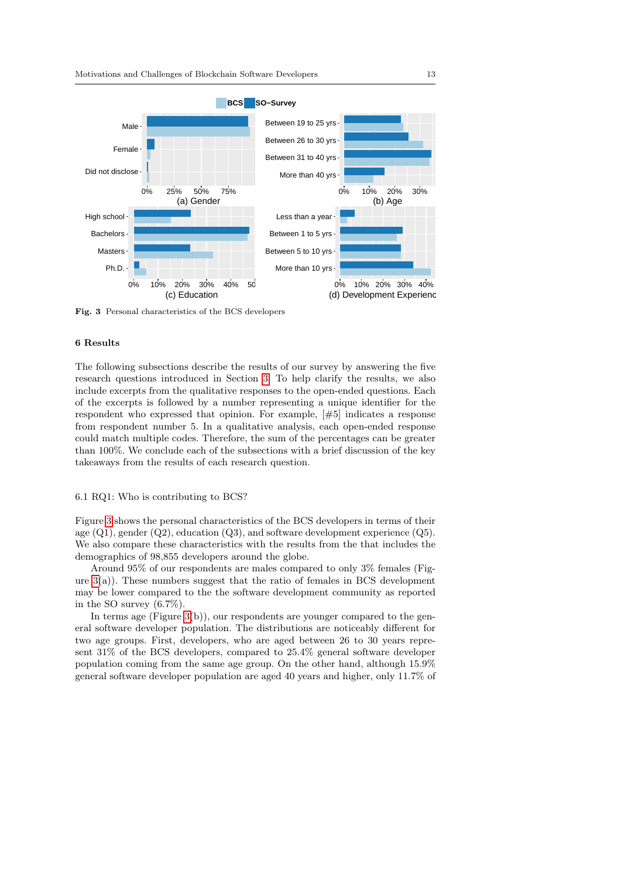Fig. 3 Personal characteristics of the BCS developers

## 6 Results

The following subsections describe the results of our survey by answering the five research questions introduced in Section 3. To help clarify the results, we also include excerpts from the qualitative responses to the open-ended questions. Each of the excerpts is followed by a number representing a unique identifier for the respondent who expressed that opinion. For example, [#5] indicates a response from respondent number 5. In a qualitative analysis, each open-ended response could match multiple codes. Therefore, the sum of the percentages can be greater than 100%. We conclude each of the subsections with a brief discussion of the key takeaways from the results of each research question.

### 6.1 RQ1: Who is contributing to BCS?

Figure 3 shows the personal characteristics of the BCS developers in terms of their age (Q1), gender (Q2), education (Q3), and software development experience (Q5). We also compare these characteristics with the results from the that includes the demographics of 98,855 developers around the globe.

Around 95% of our respondents are males compared to only 3% females (Figure 3(a)). These numbers suggest that the ratio of females in BCS development may be lower compared to the the software development community as reported in the SO survey (6.7%).

In terms age (Figure 3(b)), our respondents are younger compared to the general software developer population. The distributions are noticeably different for two age groups. First, developers, who are aged between 26 to 30 years represent 31% of the BCS developers, compared to 25.4% general software developer population coming from the same age group. On the other hand, although 15.9% general software developer population are aged 40 years and higher, only 11.7% of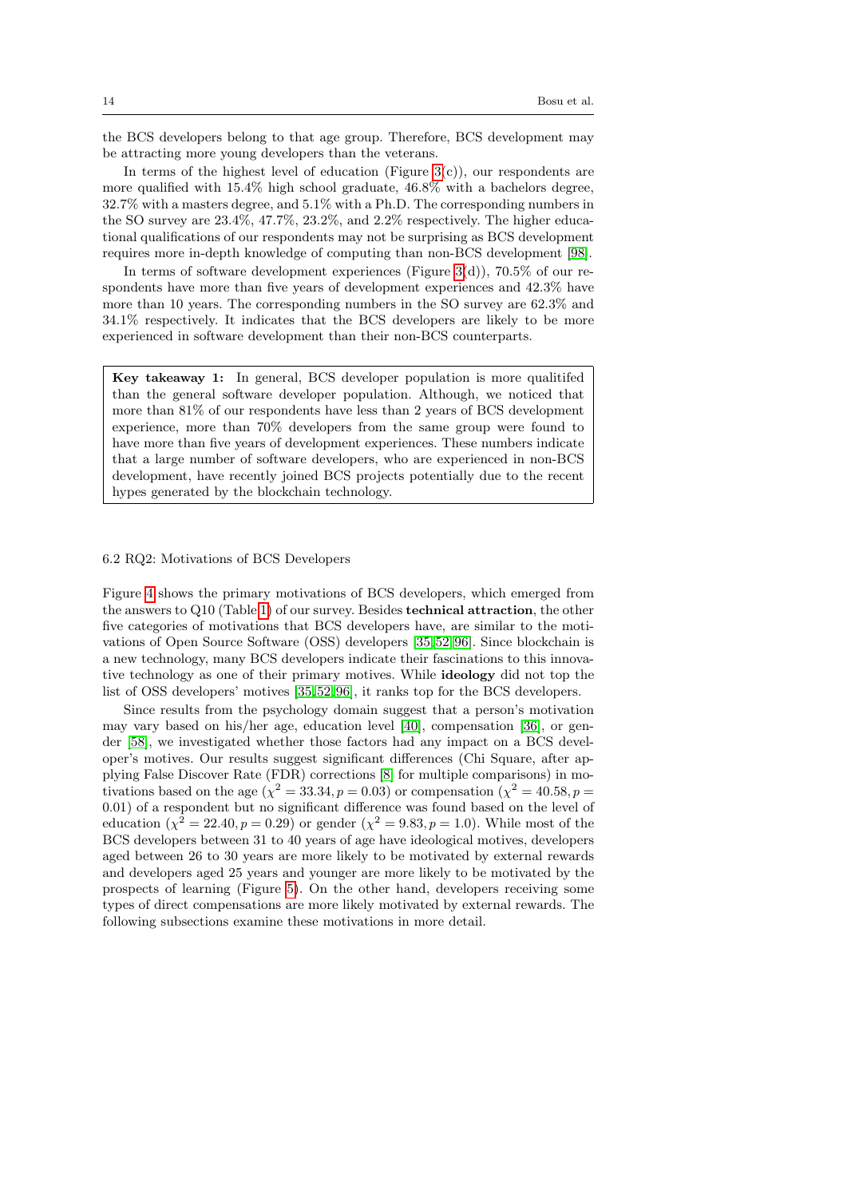the BCS developers belong to that age group. Therefore, BCS development may be attracting more young developers than the veterans.

In terms of the highest level of education (Figure 3(c)), our respondents are more qualified with 15.4% high school graduate, 46.8% with a bachelors degree, 32.7% with a masters degree, and 5.1% with a Ph.D. The corresponding numbers in the SO survey are 23.4%, 47.7%, 23.2%, and 2.2% respectively. The higher educational qualifications of our respondents may not be surprising as BCS development requires more in-depth knowledge of computing than non-BCS development [98].

In terms of software development experiences (Figure 3(d)), 70.5% of our respondents have more than five years of development experiences and 42.3% have more than 10 years. The corresponding numbers in the SO survey are 62.3% and 34.1% respectively. It indicates that the BCS developers are likely to be more experienced in software development than their non-BCS counterparts.

**Key takeaway 1:** In general, BCS developer population is more qualitifed than the general software developer population. Although, we noticed that more than 81% of our respondents have less than 2 years of BCS development experience, more than 70% developers from the same group were found to have more than five years of development experiences. These numbers indicate that a large number of software developers, who are experienced in non-BCS development, have recently joined BCS projects potentially due to the recent hypes generated by the blockchain technology.

### 6.2 RQ2: Motivations of BCS Developers

Figure 4 shows the primary motivations of BCS developers, which emerged from the answers to Q10 (Table 1) of our survey. Besides **technical attraction**, the other five categories of motivations that BCS developers have, are similar to the motivations of Open Source Software (OSS) developers [35, 52, 96]. Since blockchain is a new technology, many BCS developers indicate their fascinations to this innovative technology as one of their primary motives. While **ideology** did not top the list of OSS developers' motives [35, 52, 96], it ranks top for the BCS developers.

Since results from the psychology domain suggest that a person's motivation may vary based on his/her age, education level [40], compensation [36], or gender [58], we investigated whether those factors had any impact on a BCS developer's motives. Our results suggest significant differences (Chi Square, after applying False Discover Rate (FDR) corrections [8] for multiple comparisons) in motivations based on the age ($\chi^2 = 33.34, p = 0.03$) or compensation ($\chi^2 = 40.58, p = 0.01$) of a respondent but no significant difference was found based on the level of education ($\chi^2 = 22.40, p = 0.29$) or gender ($\chi^2 = 9.83, p = 1.0$). While most of the BCS developers between 31 to 40 years of age have ideological motives, developers aged between 26 to 30 years are more likely to be motivated by external rewards and developers aged 25 years and younger are more likely to be motivated by the prospects of learning (Figure 5). On the other hand, developers receiving some types of direct compensations are more likely motivated by external rewards. The following subsections examine these motivations in more detail.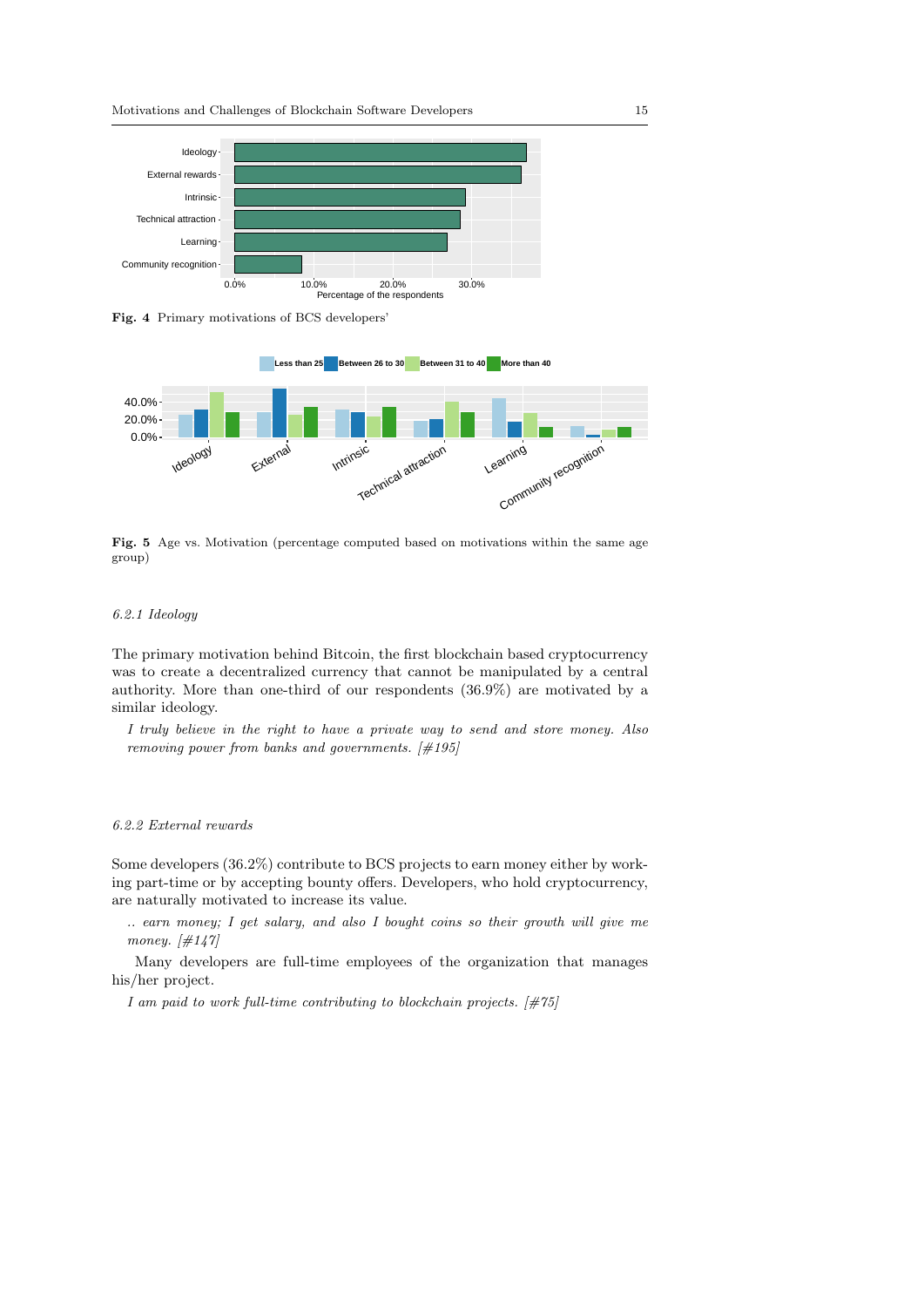Fig. 4 Primary motivations of BCS developers'

Fig. 5 Age vs. Motivation (percentage computed based on motivations within the same age group)

#### 6.2.1 Ideology

The primary motivation behind Bitcoin, the first blockchain based cryptocurrency was to create a decentralized currency that cannot be manipulated by a central authority. More than one-third of our respondents (36.9%) are motivated by a similar ideology.

> *I truly believe in the right to have a private way to send and store money. Also removing power from banks and governments. [#195]*

#### 6.2.2 External rewards

Some developers (36.2%) contribute to BCS projects to earn money either by working part-time or by accepting bounty offers. Developers, who hold cryptocurrency, are naturally motivated to increase its value.

> *.. earn money; I get salary, and also I bought coins so their growth will give me money. [#147]*

Many developers are full-time employees of the organization that manages his/her project.

> *I am paid to work full-time contributing to blockchain projects. [#75]*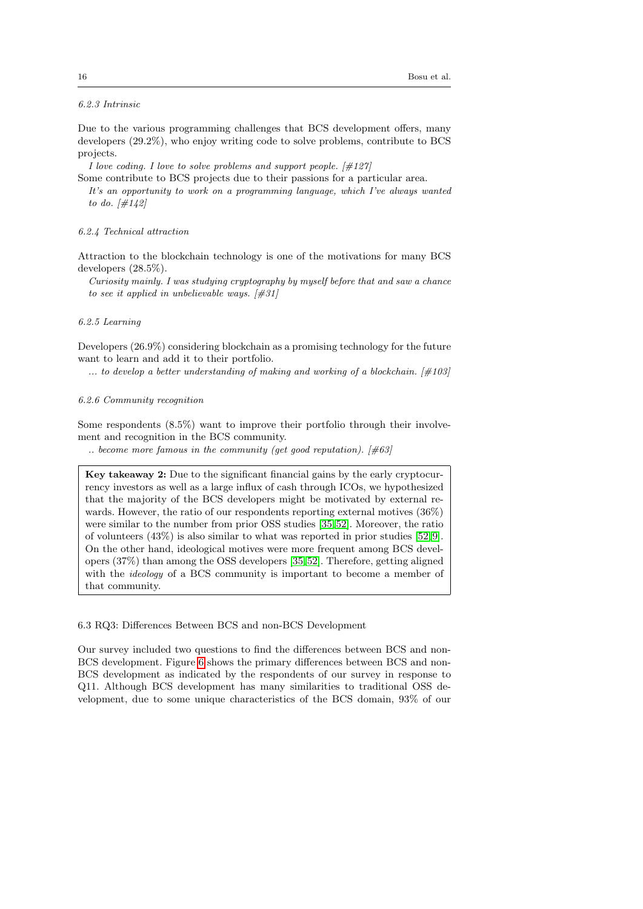#### 6.2.3 Intrinsic

Due to the various programming challenges that BCS development offers, many developers (29.2%), who enjoy writing code to solve problems, contribute to BCS projects.

*I love coding. I love to solve problems and support people. [#127]*

Some contribute to BCS projects due to their passions for a particular area.

*It's an opportunity to work on a programming language, which I've always wanted to do. [#142]*

#### 6.2.4 Technical attraction

Attraction to the blockchain technology is one of the motivations for many BCS developers (28.5%).

*Curiosity mainly. I was studying cryptography by myself before that and saw a chance to see it applied in unbelievable ways. [#31]*

#### 6.2.5 Learning

Developers (26.9%) considering blockchain as a promising technology for the future want to learn and add it to their portfolio.

*... to develop a better understanding of making and working of a blockchain. [#103]*

#### 6.2.6 Community recognition

Some respondents (8.5%) want to improve their portfolio through their involvement and recognition in the BCS community.

*.. become more famous in the community (get good reputation). [#63]*

> **Key takeaway 2:** Due to the significant financial gains by the early cryptocurrency investors as well as a large influx of cash through ICOs, we hypothesized that the majority of the BCS developers might be motivated by external rewards. However, the ratio of our respondents reporting external motives (36%) were similar to the number from prior OSS studies [35,52]. Moreover, the ratio of volunteers (43%) is also similar to what was reported in prior studies [52,9]. On the other hand, ideological motives were more frequent among BCS developers (37%) than among the OSS developers [35,52]. Therefore, getting aligned with the *ideology* of a BCS community is important to become a member of that community.

### 6.3 RQ3: Differences Between BCS and non-BCS Development

Our survey included two questions to find the differences between BCS and non-BCS development. Figure 6 shows the primary differences between BCS and non-BCS development as indicated by the respondents of our survey in response to Q11. Although BCS development has many similarities to traditional OSS development, due to some unique characteristics of the BCS domain, 93% of our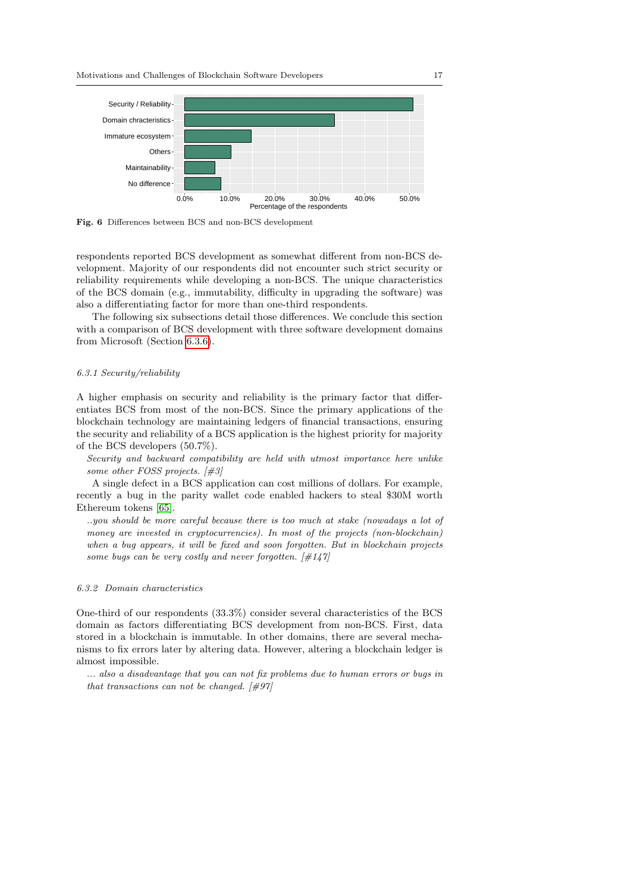Fig. 6 Differences between BCS and non-BCS development

respondents reported BCS development as somewhat different from non-BCS development. Majority of our respondents did not encounter such strict security or reliability requirements while developing a non-BCS. The unique characteristics of the BCS domain (e.g., immutability, difficulty in upgrading the software) was also a differentiating factor for more than one-third respondents.

The following six subsections detail those differences. We conclude this section with a comparison of BCS development with three software development domains from Microsoft (Section 6.3.6).

#### *6.3.1 Security/reliability*

A higher emphasis on security and reliability is the primary factor that differentiates BCS from most of the non-BCS. Since the primary applications of the blockchain technology are maintaining ledgers of financial transactions, ensuring the security and reliability of a BCS application is the highest priority for majority of the BCS developers (50.7%).

*Security and backward compatibility are held with utmost importance here unlike some other FOSS projects. [#3]*

A single defect in a BCS application can cost millions of dollars. For example, recently a bug in the parity wallet code enabled hackers to steal $30M worth Ethereum tokens [65].

*..you should be more careful because there is too much at stake (nowadays a lot of money are invested in cryptocurrencies). In most of the projects (non-blockchain) when a bug appears, it will be fixed and soon forgotten. But in blockchain projects some bugs can be very costly and never forgotten. [#147]*

#### *6.3.2 Domain characteristics*

One-third of our respondents (33.3%) consider several characteristics of the BCS domain as factors differentiating BCS development from non-BCS. First, data stored in a blockchain is immutable. In other domains, there are several mechanisms to fix errors later by altering data. However, altering a blockchain ledger is almost impossible.

*... also a disadvantage that you can not fix problems due to human errors or bugs in that transactions can not be changed. [#97]*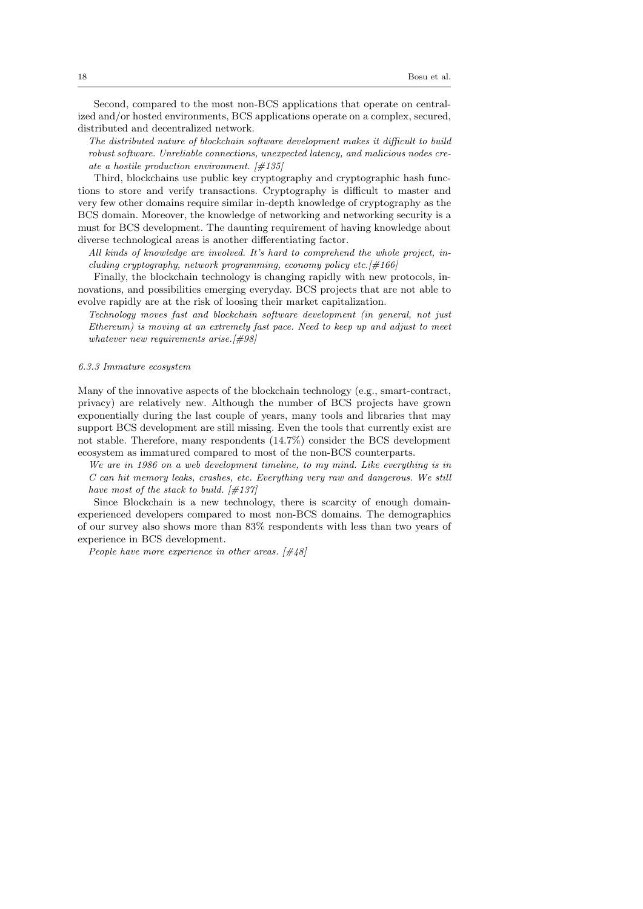Second, compared to the most non-BCS applications that operate on centralized and/or hosted environments, BCS applications operate on a complex, secured, distributed and decentralized network.

*The distributed nature of blockchain software development makes it difficult to build robust software. Unreliable connections, unexpected latency, and malicious nodes create a hostile production environment. [#135]*

Third, blockchains use public key cryptography and cryptographic hash functions to store and verify transactions. Cryptography is difficult to master and very few other domains require similar in-depth knowledge of cryptography as the BCS domain. Moreover, the knowledge of networking and networking security is a must for BCS development. The daunting requirement of having knowledge about diverse technological areas is another differentiating factor.

*All kinds of knowledge are involved. It's hard to comprehend the whole project, including cryptography, network programming, economy policy etc.[#166]*

Finally, the blockchain technology is changing rapidly with new protocols, innovations, and possibilities emerging everyday. BCS projects that are not able to evolve rapidly are at the risk of loosing their market capitalization.

*Technology moves fast and blockchain software development (in general, not just Ethereum) is moving at an extremely fast pace. Need to keep up and adjust to meet whatever new requirements arise.[#98]*

#### *6.3.3 Immature ecosystem*

Many of the innovative aspects of the blockchain technology (e.g., smart-contract, privacy) are relatively new. Although the number of BCS projects have grown exponentially during the last couple of years, many tools and libraries that may support BCS development are still missing. Even the tools that currently exist are not stable. Therefore, many respondents (14.7%) consider the BCS development ecosystem as immatured compared to most of the non-BCS counterparts.

*We are in 1986 on a web development timeline, to my mind. Like everything is in C can hit memory leaks, crashes, etc. Everything very raw and dangerous. We still have most of the stack to build. [#137]*

Since Blockchain is a new technology, there is scarcity of enough domain-experienced developers compared to most non-BCS domains. The demographics of our survey also shows more than 83% respondents with less than two years of experience in BCS development.

*People have more experience in other areas. [#48]*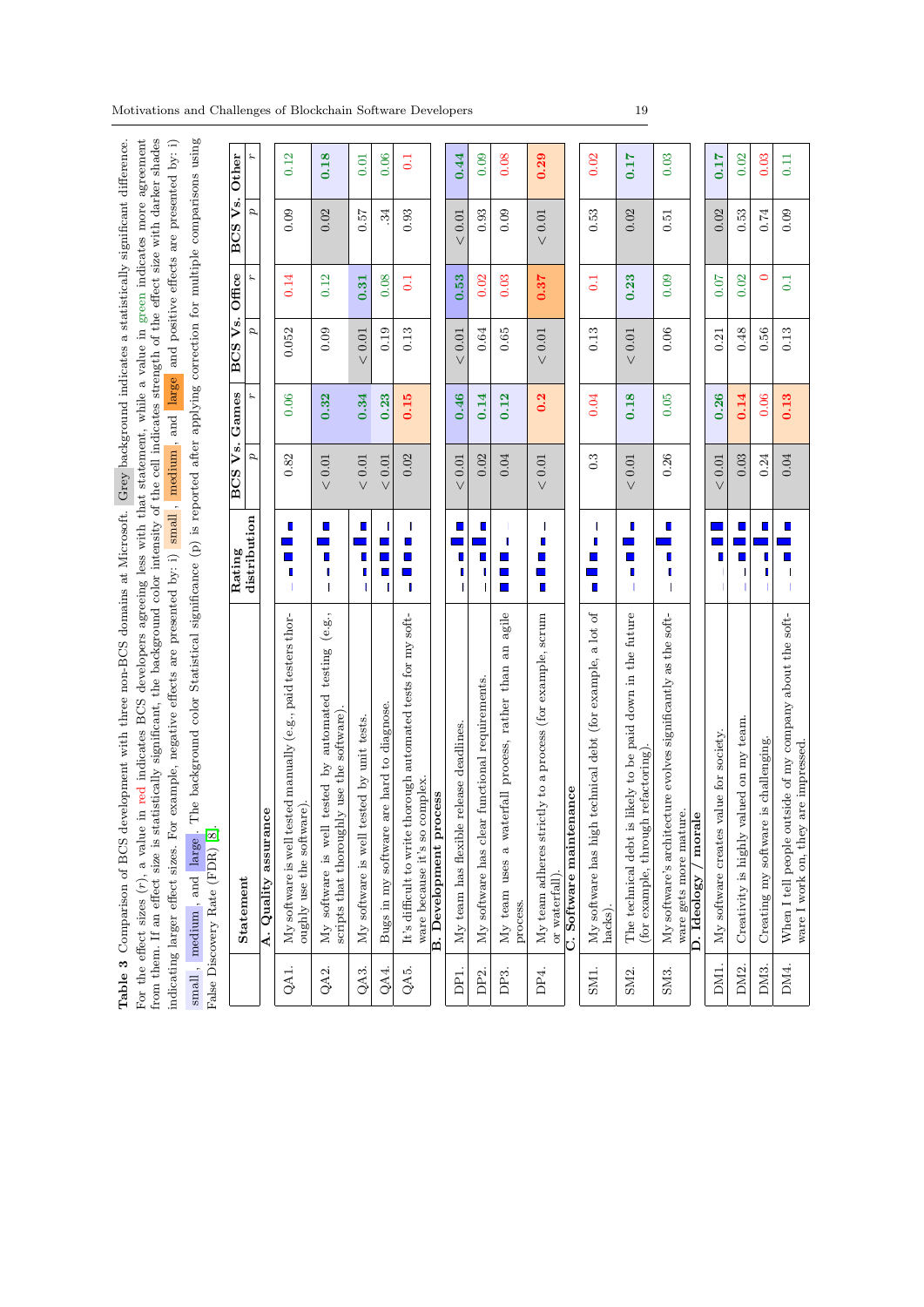**Table 3** Comparison of BCS development with three non-BCS domains at Microsoft. Grey background indicates a statistically significant difference. For the effect sizes ($r$), a value in red indicates BCS developers agreeing less with that statement, while a value in green indicates more agreement from them. If an effect size is statistically significant, the background color intensity of the cell indicates strength of the effect size with darker shades indicating larger effect sizes. For example, negative effects are presented by: i) small, medium, and large and positive effects are presented by: i) small, medium, and large. The background color Statistical significance ($p$) is reported after applying correction for multiple comparisons using False Discovery Rate (FDR) [8].

| | Statement | Rating distribution | BCS Vs. Games $p$ | BCS Vs. Games $r$ | BCS Vs. Office $p$ | BCS Vs. Office $r$ | BCS Vs. Other $p$ | BCS Vs. Other $r$ |
|---|---|---|---|---|---|---|---|---|
| | **A. Quality assurance** | | | | | | | |
| QA1. | My software is well tested manually (e.g., paid testers thoroughly use the software). | | 0.82 | 0.06 | 0.052 | 0.14 | 0.09 | 0.12 |
| QA2. | My software is well tested by automated testing (e.g., scripts that thoroughly use the software). | | < 0.01 | **0.32** | 0.09 | 0.12 | 0.02 | **0.18** |
| QA3. | My software is well tested by unit tests. | | < 0.01 | **0.34** | < 0.01 | **0.31** | 0.57 | 0.01 |
| QA4. | Bugs in my software are hard to diagnose. | | < 0.01 | **0.23** | 0.19 | 0.08 | .34 | 0.06 |
| QA5. | It's difficult to write thorough automated tests for my software because it's so complex. | | 0.02 | **0.15** | 0.13 | 0.1 | 0.93 | 0.1 |
| | **B. Development process** | | | | | | | |
| DP1. | My team has flexible release deadlines. | | < 0.01 | **0.46** | < 0.01 | **0.53** | < 0.01 | **0.44** |
| DP2. | My software has clear functional requirements. | | 0.02 | **0.14** | 0.64 | 0.02 | 0.93 | 0.09 |
| DP3. | My team uses a waterfall process, rather than an agile process. | | 0.04 | **0.12** | 0.65 | 0.03 | 0.09 | 0.08 |
| DP4. | My team adheres strictly to a process (for example, scrum or waterfall). | | < 0.01 | **0.2** | < 0.01 | **0.37** | < 0.01 | **0.29** |
| | **C. Software maintenance** | | | | | | | |
| SM1. | My software has high technical debt (for example, a lot of hacks). | | 0.3 | 0.04 | 0.13 | 0.1 | 0.53 | 0.02 |
| SM2. | The technical debt is likely to be paid down in the future (for example, through refactoring). | | < 0.01 | **0.18** | < 0.01 | **0.23** | 0.02 | **0.17** |
| SM3. | My software's architecture evolves significantly as the software gets more mature. | | 0.26 | 0.05 | 0.06 | 0.09 | 0.51 | 0.03 |
| | **D. Ideology / morale** | | | | | | | |
| DM1. | My software creates value for society. | | < 0.01 | **0.26** | 0.21 | 0.07 | 0.02 | **0.17** |
| DM2. | Creativity is highly valued on my team. | | 0.03 | **0.14** | 0.48 | 0.02 | 0.53 | 0.02 |
| DM3. | Creating my software is challenging. | | 0.24 | 0.06 | 0.56 | 0 | 0.74 | 0.03 |
| DM4. | When I tell people outside of my company about the software I work on, they are impressed. | | 0.04 | **0.13** | 0.13 | 0.1 | 0.09 | 0.11 |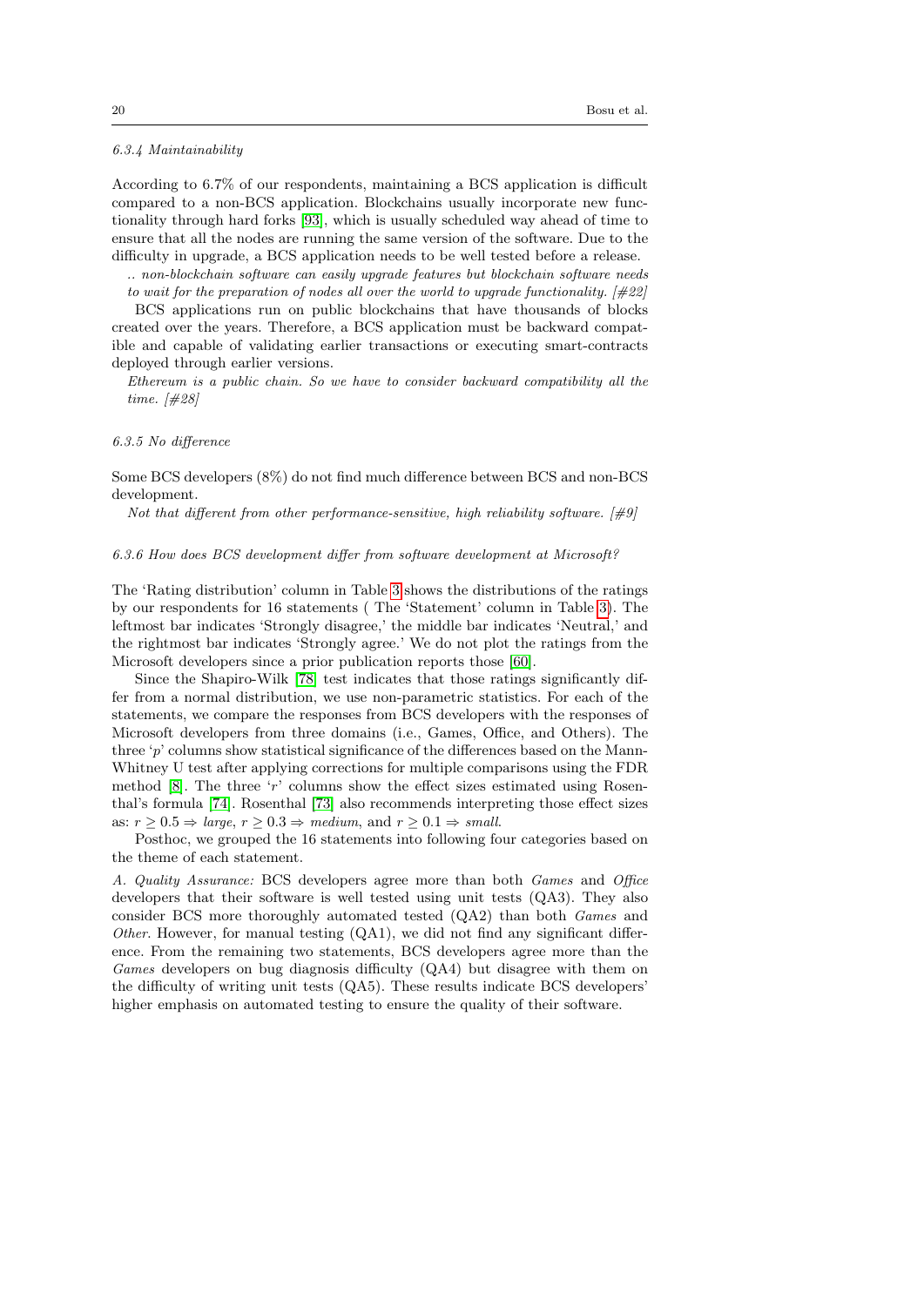#### 6.3.4 Maintainability

According to 6.7% of our respondents, maintaining a BCS application is difficult compared to a non-BCS application. Blockchains usually incorporate new functionality through hard forks [93], which is usually scheduled way ahead of time to ensure that all the nodes are running the same version of the software. Due to the difficulty in upgrade, a BCS application needs to be well tested before a release.

*.. non-blockchain software can easily upgrade features but blockchain software needs to wait for the preparation of nodes all over the world to upgrade functionality. [#22]*

BCS applications run on public blockchains that have thousands of blocks created over the years. Therefore, a BCS application must be backward compatible and capable of validating earlier transactions or executing smart-contracts deployed through earlier versions.

*Ethereum is a public chain. So we have to consider backward compatibility all the time. [#28]*

#### 6.3.5 No difference

Some BCS developers (8%) do not find much difference between BCS and non-BCS development.

*Not that different from other performance-sensitive, high reliability software. [#9]*

#### 6.3.6 How does BCS development differ from software development at Microsoft?

The 'Rating distribution' column in Table 3 shows the distributions of the ratings by our respondents for 16 statements ( The 'Statement' column in Table 3). The leftmost bar indicates 'Strongly disagree,' the middle bar indicates 'Neutral,' and the rightmost bar indicates 'Strongly agree.' We do not plot the ratings from the Microsoft developers since a prior publication reports those [60].

Since the Shapiro-Wilk [78] test indicates that those ratings significantly differ from a normal distribution, we use non-parametric statistics. For each of the statements, we compare the responses from BCS developers with the responses of Microsoft developers from three domains (i.e., Games, Office, and Others). The three '$p$' columns show statistical significance of the differences based on the Mann-Whitney U test after applying corrections for multiple comparisons using the FDR method [8]. The three '$r$' columns show the effect sizes estimated using Rosenthal's formula [74]. Rosenthal [73] also recommends interpreting those effect sizes as: $r \geq 0.5 \Rightarrow$ *large*, $r \geq 0.3 \Rightarrow$ *medium*, and $r \geq 0.1 \Rightarrow$ *small*.

Posthoc, we grouped the 16 statements into following four categories based on the theme of each statement.

*A. Quality Assurance:* BCS developers agree more than both *Games* and *Office* developers that their software is well tested using unit tests (QA3). They also consider BCS more thoroughly automated tested (QA2) than both *Games* and *Other*. However, for manual testing (QA1), we did not find any significant difference. From the remaining two statements, BCS developers agree more than the *Games* developers on bug diagnosis difficulty (QA4) but disagree with them on the difficulty of writing unit tests (QA5). These results indicate BCS developers' higher emphasis on automated testing to ensure the quality of their software.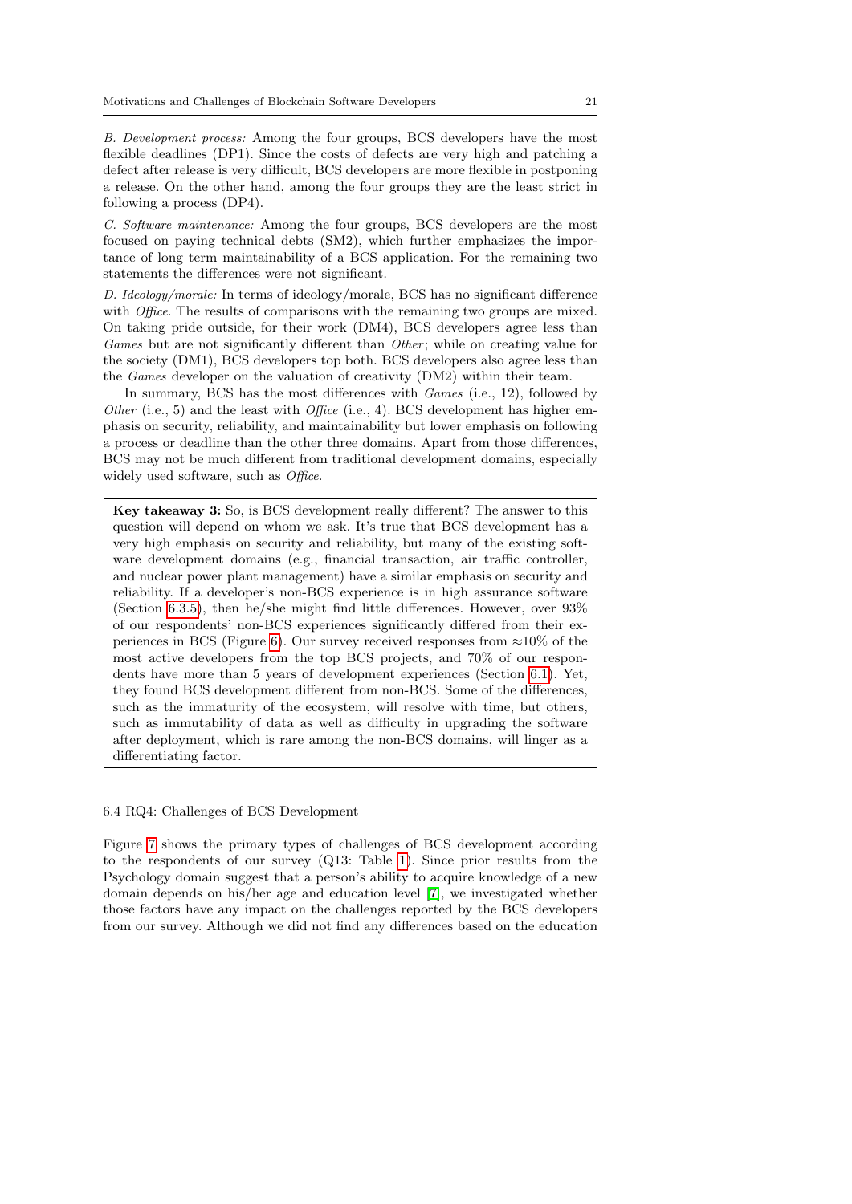*B. Development process:* Among the four groups, BCS developers have the most flexible deadlines (DP1). Since the costs of defects are very high and patching a defect after release is very difficult, BCS developers are more flexible in postponing a release. On the other hand, among the four groups they are the least strict in following a process (DP4).

*C. Software maintenance:* Among the four groups, BCS developers are the most focused on paying technical debts (SM2), which further emphasizes the importance of long term maintainability of a BCS application. For the remaining two statements the differences were not significant.

*D. Ideology/morale:* In terms of ideology/morale, BCS has no significant difference with *Office*. The results of comparisons with the remaining two groups are mixed. On taking pride outside, for their work (DM4), BCS developers agree less than *Games* but are not significantly different than *Other*; while on creating value for the society (DM1), BCS developers top both. BCS developers also agree less than the *Games* developer on the valuation of creativity (DM2) within their team.

In summary, BCS has the most differences with *Games* (i.e., 12), followed by *Other* (i.e., 5) and the least with *Office* (i.e., 4). BCS development has higher emphasis on security, reliability, and maintainability but lower emphasis on following a process or deadline than the other three domains. Apart from those differences, BCS may not be much different from traditional development domains, especially widely used software, such as *Office*.

> **Key takeaway 3:** So, is BCS development really different? The answer to this question will depend on whom we ask. It's true that BCS development has a very high emphasis on security and reliability, but many of the existing software development domains (e.g., financial transaction, air traffic controller, and nuclear power plant management) have a similar emphasis on security and reliability. If a developer's non-BCS experience is in high assurance software (Section 6.3.5), then he/she might find little differences. However, over 93% of our respondents' non-BCS experiences significantly differed from their experiences in BCS (Figure 6). Our survey received responses from ≈10% of the most active developers from the top BCS projects, and 70% of our respondents have more than 5 years of development experiences (Section 6.1). Yet, they found BCS development different from non-BCS. Some of the differences, such as the immaturity of the ecosystem, will resolve with time, but others, such as immutability of data as well as difficulty in upgrading the software after deployment, which is rare among the non-BCS domains, will linger as a differentiating factor.

### 6.4 RQ4: Challenges of BCS Development

Figure 7 shows the primary types of challenges of BCS development according to the respondents of our survey (Q13: Table 1). Since prior results from the Psychology domain suggest that a person's ability to acquire knowledge of a new domain depends on his/her age and education level [7], we investigated whether those factors have any impact on the challenges reported by the BCS developers from our survey. Although we did not find any differences based on the education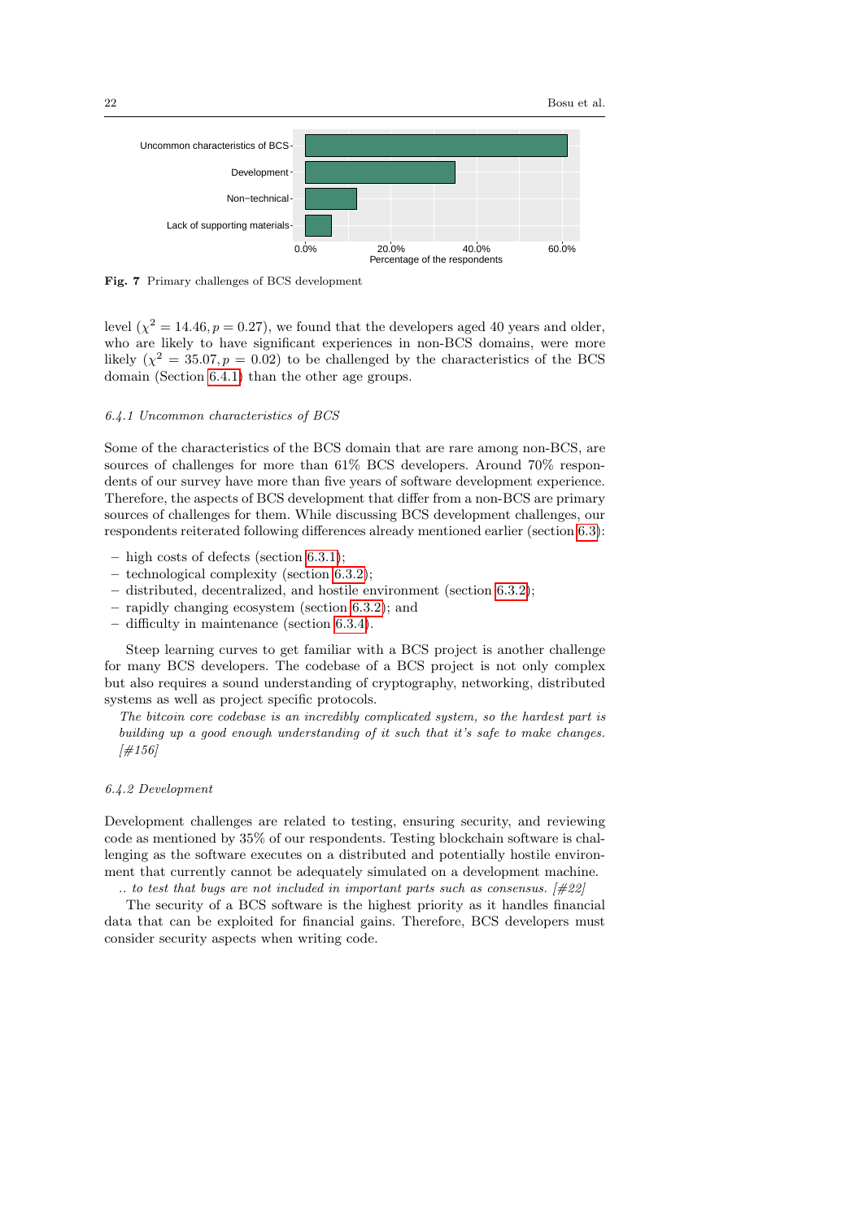Fig. 7 Primary challenges of BCS development

level ($\chi^2 = 14.46, p = 0.27$), we found that the developers aged 40 years and older, who are likely to have significant experiences in non-BCS domains, were more likely ($\chi^2 = 35.07, p = 0.02$) to be challenged by the characteristics of the BCS domain (Section 6.4.1) than the other age groups.

#### 6.4.1 Uncommon characteristics of BCS

Some of the characteristics of the BCS domain that are rare among non-BCS, are sources of challenges for more than 61% BCS developers. Around 70% respondents of our survey have more than five years of software development experience. Therefore, the aspects of BCS development that differ from a non-BCS are primary sources of challenges for them. While discussing BCS development challenges, our respondents reiterated following differences already mentioned earlier (section 6.3):

- high costs of defects (section 6.3.1);
- technological complexity (section 6.3.2);
- distributed, decentralized, and hostile environment (section 6.3.2);
- rapidly changing ecosystem (section 6.3.2); and
- difficulty in maintenance (section 6.3.4).

Steep learning curves to get familiar with a BCS project is another challenge for many BCS developers. The codebase of a BCS project is not only complex but also requires a sound understanding of cryptography, networking, distributed systems as well as project specific protocols.

*The bitcoin core codebase is an incredibly complicated system, so the hardest part is building up a good enough understanding of it such that it's safe to make changes. [#156]*

#### 6.4.2 Development

Development challenges are related to testing, ensuring security, and reviewing code as mentioned by 35% of our respondents. Testing blockchain software is challenging as the software executes on a distributed and potentially hostile environment that currently cannot be adequately simulated on a development machine.

*.. to test that bugs are not included in important parts such as consensus. [#22]*

The security of a BCS software is the highest priority as it handles financial data that can be exploited for financial gains. Therefore, BCS developers must consider security aspects when writing code.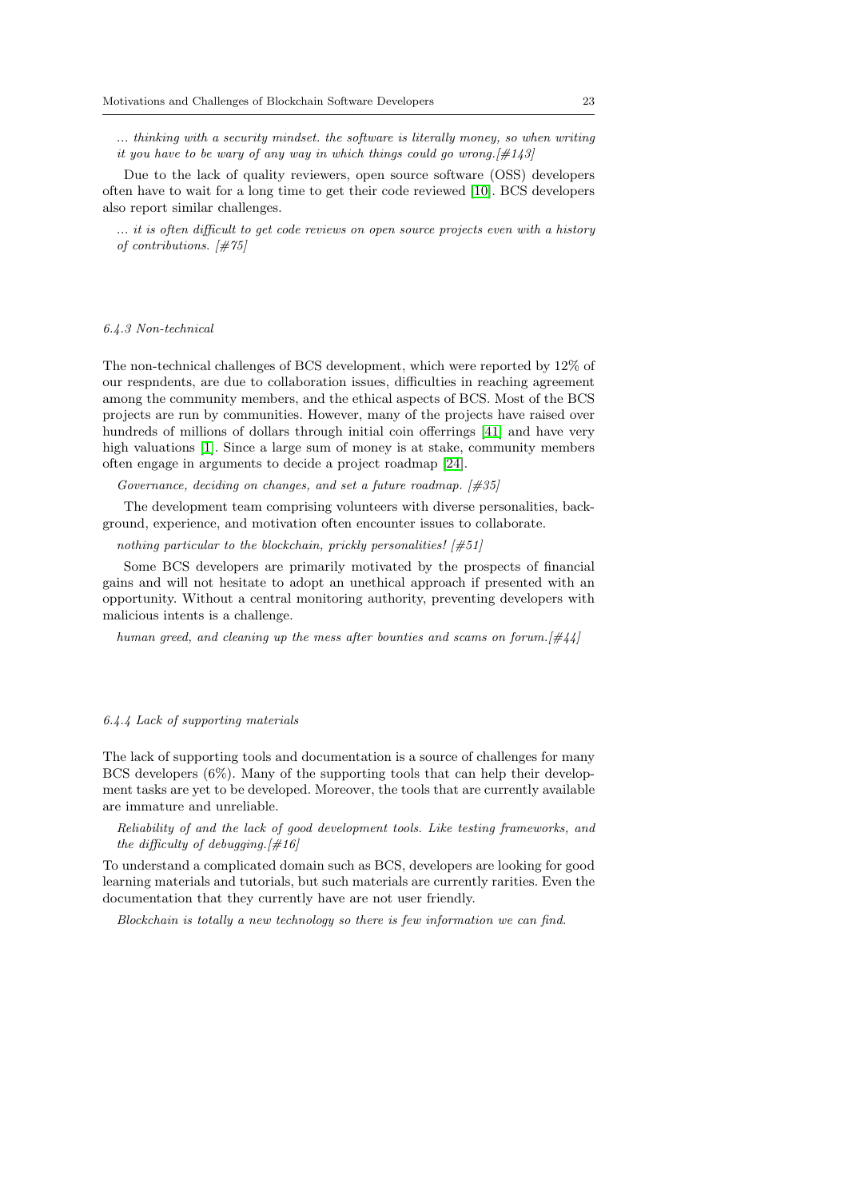*... thinking with a security mindset. the software is literally money, so when writing it you have to be wary of any way in which things could go wrong.[#143]*

Due to the lack of quality reviewers, open source software (OSS) developers often have to wait for a long time to get their code reviewed [10]. BCS developers also report similar challenges.

*... it is often difficult to get code reviews on open source projects even with a history of contributions. [#75]*

#### 6.4.3 Non-technical

The non-technical challenges of BCS development, which were reported by 12% of our respndents, are due to collaboration issues, difficulties in reaching agreement among the community members, and the ethical aspects of BCS. Most of the BCS projects are run by communities. However, many of the projects have raised over hundreds of millions of dollars through initial coin offerrings [41] and have very high valuations [1]. Since a large sum of money is at stake, community members often engage in arguments to decide a project roadmap [24].

*Governance, deciding on changes, and set a future roadmap. [#35]*

The development team comprising volunteers with diverse personalities, background, experience, and motivation often encounter issues to collaborate.

*nothing particular to the blockchain, prickly personalities! [#51]*

Some BCS developers are primarily motivated by the prospects of financial gains and will not hesitate to adopt an unethical approach if presented with an opportunity. Without a central monitoring authority, preventing developers with malicious intents is a challenge.

*human greed, and cleaning up the mess after bounties and scams on forum.[#44]*

#### 6.4.4 Lack of supporting materials

The lack of supporting tools and documentation is a source of challenges for many BCS developers (6%). Many of the supporting tools that can help their development tasks are yet to be developed. Moreover, the tools that are currently available are immature and unreliable.

*Reliability of and the lack of good development tools. Like testing frameworks, and the difficulty of debugging.[#16]*

To understand a complicated domain such as BCS, developers are looking for good learning materials and tutorials, but such materials are currently rarities. Even the documentation that they currently have are not user friendly.

*Blockchain is totally a new technology so there is few information we can find.*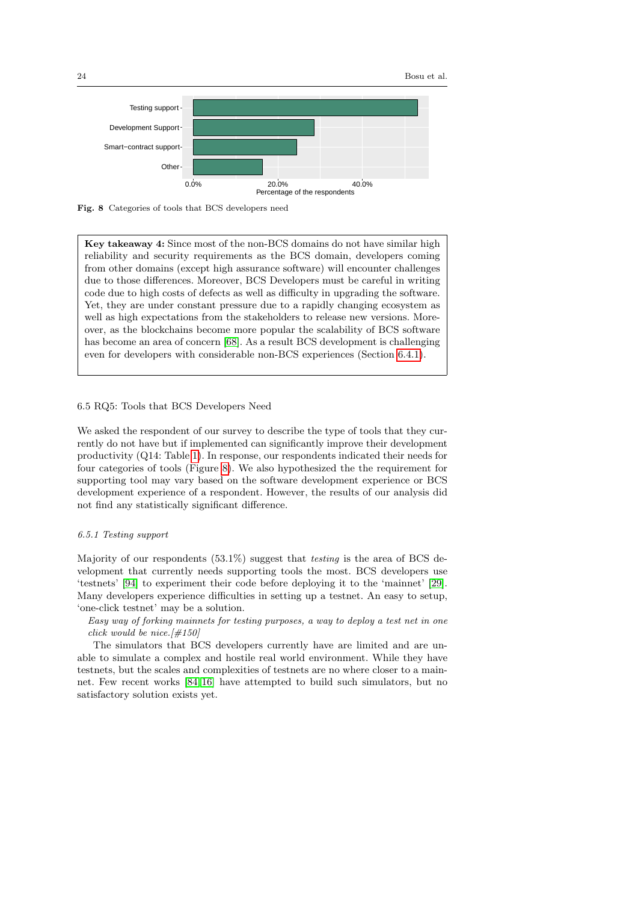Testing support

Development Support

Smart-contract support

Other

0.0% 20.0% 40.0%

Percentage of the respondents

**Fig. 8** Categories of tools that BCS developers need

> **Key takeaway 4:** Since most of the non-BCS domains do not have similar high reliability and security requirements as the BCS domain, developers coming from other domains (except high assurance software) will encounter challenges due to those differences. Moreover, BCS Developers must be careful in writing code due to high costs of defects as well as difficulty in upgrading the software. Yet, they are under constant pressure due to a rapidly changing ecosystem as well as high expectations from the stakeholders to release new versions. Moreover, as the blockchains become more popular the scalability of BCS software has become an area of concern [68]. As a result BCS development is challenging even for developers with considerable non-BCS experiences (Section 6.4.1).

## 6.5 RQ5: Tools that BCS Developers Need

We asked the respondent of our survey to describe the type of tools that they currently do not have but if implemented can significantly improve their development productivity (Q14: Table 1). In response, our respondents indicated their needs for four categories of tools (Figure 8). We also hypothesized the the requirement for supporting tool may vary based on the software development experience or BCS development experience of a respondent. However, the results of our analysis did not find any statistically significant difference.

### *6.5.1 Testing support*

Majority of our respondents (53.1%) suggest that *testing* is the area of BCS development that currently needs supporting tools the most. BCS developers use 'testnets' [94] to experiment their code before deploying it to the 'mainnet' [29]. Many developers experience difficulties in setting up a testnet. An easy to setup, 'one-click testnet' may be a solution.

*Easy way of forking mainnets for testing purposes, a way to deploy a test net in one click would be nice.[#150]*

The simulators that BCS developers currently have are limited and are unable to simulate a complex and hostile real world environment. While they have testnets, but the scales and complexities of testnets are no where closer to a mainnet. Few recent works [84,16] have attempted to build such simulators, but no satisfactory solution exists yet.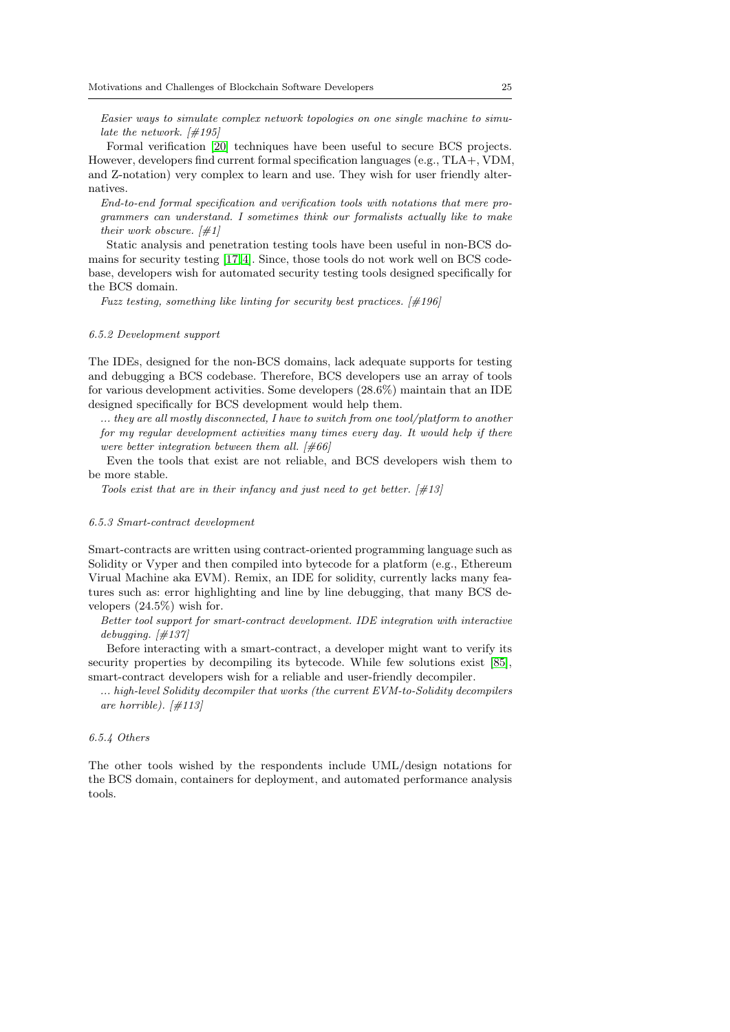*Easier ways to simulate complex network topologies on one single machine to simulate the network. [#195]*

Formal verification [20] techniques have been useful to secure BCS projects. However, developers find current formal specification languages (e.g., TLA+, VDM, and Z-notation) very complex to learn and use. They wish for user friendly alternatives.

*End-to-end formal specification and verification tools with notations that mere programmers can understand. I sometimes think our formalists actually like to make their work obscure. [#1]*

Static analysis and penetration testing tools have been useful in non-BCS domains for security testing [17,4]. Since, those tools do not work well on BCS codebase, developers wish for automated security testing tools designed specifically for the BCS domain.

*Fuzz testing, something like linting for security best practices. [#196]*

#### 6.5.2 Development support

The IDEs, designed for the non-BCS domains, lack adequate supports for testing and debugging a BCS codebase. Therefore, BCS developers use an array of tools for various development activities. Some developers (28.6%) maintain that an IDE designed specifically for BCS development would help them.

*... they are all mostly disconnected, I have to switch from one tool/platform to another for my regular development activities many times every day. It would help if there were better integration between them all. [#66]*

Even the tools that exist are not reliable, and BCS developers wish them to be more stable.

*Tools exist that are in their infancy and just need to get better. [#13]*

#### 6.5.3 Smart-contract development

Smart-contracts are written using contract-oriented programming language such as Solidity or Vyper and then compiled into bytecode for a platform (e.g., Ethereum Virual Machine aka EVM). Remix, an IDE for solidity, currently lacks many features such as: error highlighting and line by line debugging, that many BCS developers (24.5%) wish for.

*Better tool support for smart-contract development. IDE integration with interactive debugging. [#137]*

Before interacting with a smart-contract, a developer might want to verify its security properties by decompiling its bytecode. While few solutions exist [85], smart-contract developers wish for a reliable and user-friendly decompiler.

*... high-level Solidity decompiler that works (the current EVM-to-Solidity decompilers are horrible). [#113]*

#### 6.5.4 Others

The other tools wished by the respondents include UML/design notations for the BCS domain, containers for deployment, and automated performance analysis tools.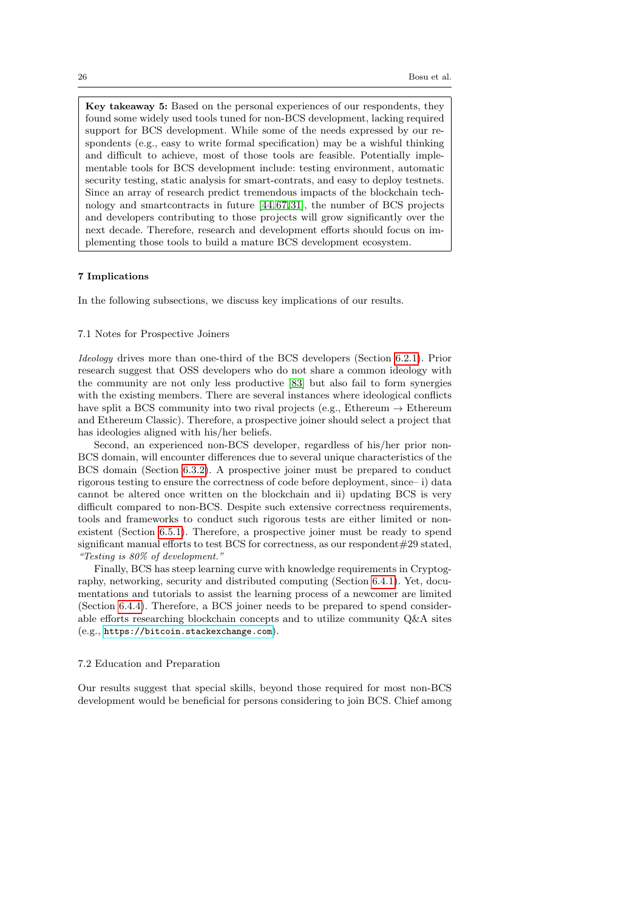**Key takeaway 5:** Based on the personal experiences of our respondents, they found some widely used tools tuned for non-BCS development, lacking required support for BCS development. While some of the needs expressed by our respondents (e.g., easy to write formal specification) may be a wishful thinking and difficult to achieve, most of those tools are feasible. Potentially implementable tools for BCS development include: testing environment, automatic security testing, static analysis for smart-contrats, and easy to deploy testnets. Since an array of research predict tremendous impacts of the blockchain technology and smartcontracts in future [44,67,31], the number of BCS projects and developers contributing to those projects will grow significantly over the next decade. Therefore, research and development efforts should focus on implementing those tools to build a mature BCS development ecosystem.

## 7 Implications

In the following subsections, we discuss key implications of our results.

### 7.1 Notes for Prospective Joiners

*Ideology* drives more than one-third of the BCS developers (Section 6.2.1). Prior research suggest that OSS developers who do not share a common ideology with the community are not only less productive [83] but also fail to form synergies with the existing members. There are several instances where ideological conflicts have split a BCS community into two rival projects (e.g., Ethereum → Ethereum and Ethereum Classic). Therefore, a prospective joiner should select a project that has ideologies aligned with his/her beliefs.

Second, an experienced non-BCS developer, regardless of his/her prior non-BCS domain, will encounter differences due to several unique characteristics of the BCS domain (Section 6.3.2). A prospective joiner must be prepared to conduct rigorous testing to ensure the correctness of code before deployment, since– i) data cannot be altered once written on the blockchain and ii) updating BCS is very difficult compared to non-BCS. Despite such extensive correctness requirements, tools and frameworks to conduct such rigorous tests are either limited or non-existent (Section 6.5.1). Therefore, a prospective joiner must be ready to spend significant manual efforts to test BCS for correctness, as our respondent#29 stated, *"Testing is 80% of development."*

Finally, BCS has steep learning curve with knowledge requirements in Cryptography, networking, security and distributed computing (Section 6.4.1). Yet, documentations and tutorials to assist the learning process of a newcomer are limited (Section 6.4.4). Therefore, a BCS joiner needs to be prepared to spend considerable efforts researching blockchain concepts and to utilize community Q&A sites (e.g., `https://bitcoin.stackexchange.com`).

### 7.2 Education and Preparation

Our results suggest that special skills, beyond those required for most non-BCS development would be beneficial for persons considering to join BCS. Chief among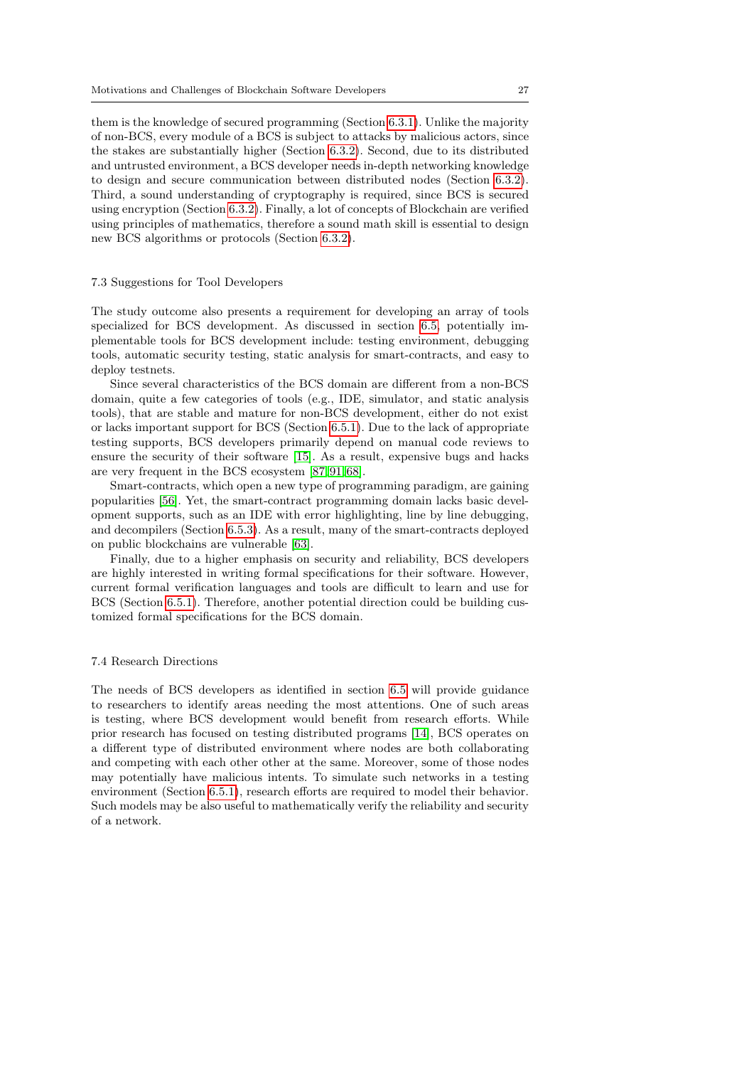them is the knowledge of secured programming (Section 6.3.1). Unlike the majority of non-BCS, every module of a BCS is subject to attacks by malicious actors, since the stakes are substantially higher (Section 6.3.2). Second, due to its distributed and untrusted environment, a BCS developer needs in-depth networking knowledge to design and secure communication between distributed nodes (Section 6.3.2). Third, a sound understanding of cryptography is required, since BCS is secured using encryption (Section 6.3.2). Finally, a lot of concepts of Blockchain are verified using principles of mathematics, therefore a sound math skill is essential to design new BCS algorithms or protocols (Section 6.3.2).

### 7.3 Suggestions for Tool Developers

The study outcome also presents a requirement for developing an array of tools specialized for BCS development. As discussed in section 6.5, potentially implementable tools for BCS development include: testing environment, debugging tools, automatic security testing, static analysis for smart-contracts, and easy to deploy testnets.

Since several characteristics of the BCS domain are different from a non-BCS domain, quite a few categories of tools (e.g., IDE, simulator, and static analysis tools), that are stable and mature for non-BCS development, either do not exist or lacks important support for BCS (Section 6.5.1). Due to the lack of appropriate testing supports, BCS developers primarily depend on manual code reviews to ensure the security of their software [15]. As a result, expensive bugs and hacks are very frequent in the BCS ecosystem [87,91,68].

Smart-contracts, which open a new type of programming paradigm, are gaining popularities [56]. Yet, the smart-contract programming domain lacks basic development supports, such as an IDE with error highlighting, line by line debugging, and decompilers (Section 6.5.3). As a result, many of the smart-contracts deployed on public blockchains are vulnerable [63].

Finally, due to a higher emphasis on security and reliability, BCS developers are highly interested in writing formal specifications for their software. However, current formal verification languages and tools are difficult to learn and use for BCS (Section 6.5.1). Therefore, another potential direction could be building customized formal specifications for the BCS domain.

### 7.4 Research Directions

The needs of BCS developers as identified in section 6.5 will provide guidance to researchers to identify areas needing the most attentions. One of such areas is testing, where BCS development would benefit from research efforts. While prior research has focused on testing distributed programs [14], BCS operates on a different type of distributed environment where nodes are both collaborating and competing with each other at the same. Moreover, some of those nodes may potentially have malicious intents. To simulate such networks in a testing environment (Section 6.5.1), research efforts are required to model their behavior. Such models may be also useful to mathematically verify the reliability and security of a network.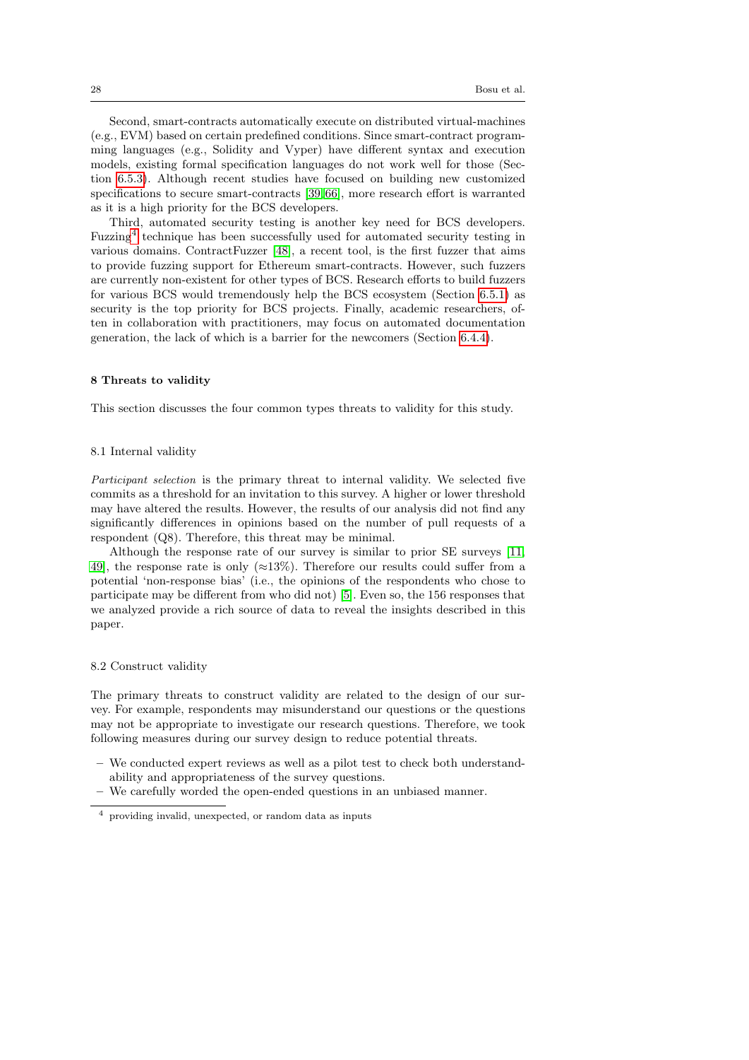Second, smart-contracts automatically execute on distributed virtual-machines (e.g., EVM) based on certain predefined conditions. Since smart-contract programming languages (e.g., Solidity and Vyper) have different syntax and execution models, existing formal specification languages do not work well for those (Section 6.5.3). Although recent studies have focused on building new customized specifications to secure smart-contracts [39,66], more research effort is warranted as it is a high priority for the BCS developers.

Third, automated security testing is another key need for BCS developers. Fuzzing[4] technique has been successfully used for automated security testing in various domains. ContractFuzzer [48], a recent tool, is the first fuzzer that aims to provide fuzzing support for Ethereum smart-contracts. However, such fuzzers are currently non-existent for other types of BCS. Research efforts to build fuzzers for various BCS would tremendously help the BCS ecosystem (Section 6.5.1) as security is the top priority for BCS projects. Finally, academic researchers, often in collaboration with practitioners, may focus on automated documentation generation, the lack of which is a barrier for the newcomers (Section 6.4.4).

## 8 Threats to validity

This section discusses the four common types threats to validity for this study.

### 8.1 Internal validity

*Participant selection* is the primary threat to internal validity. We selected five commits as a threshold for an invitation to this survey. A higher or lower threshold may have altered the results. However, the results of our analysis did not find any significantly differences in opinions based on the number of pull requests of a respondent (Q8). Therefore, this threat may be minimal.

Although the response rate of our survey is similar to prior SE surveys [11, 49], the response rate is only (≈13%). Therefore our results could suffer from a potential 'non-response bias' (i.e., the opinions of the respondents who chose to participate may be different from who did not) [5]. Even so, the 156 responses that we analyzed provide a rich source of data to reveal the insights described in this paper.

### 8.2 Construct validity

The primary threats to construct validity are related to the design of our survey. For example, respondents may misunderstand our questions or the questions may not be appropriate to investigate our research questions. Therefore, we took following measures during our survey design to reduce potential threats.

- We conducted expert reviews as well as a pilot test to check both understandability and appropriateness of the survey questions.
- We carefully worded the open-ended questions in an unbiased manner.

[4] providing invalid, unexpected, or random data as inputs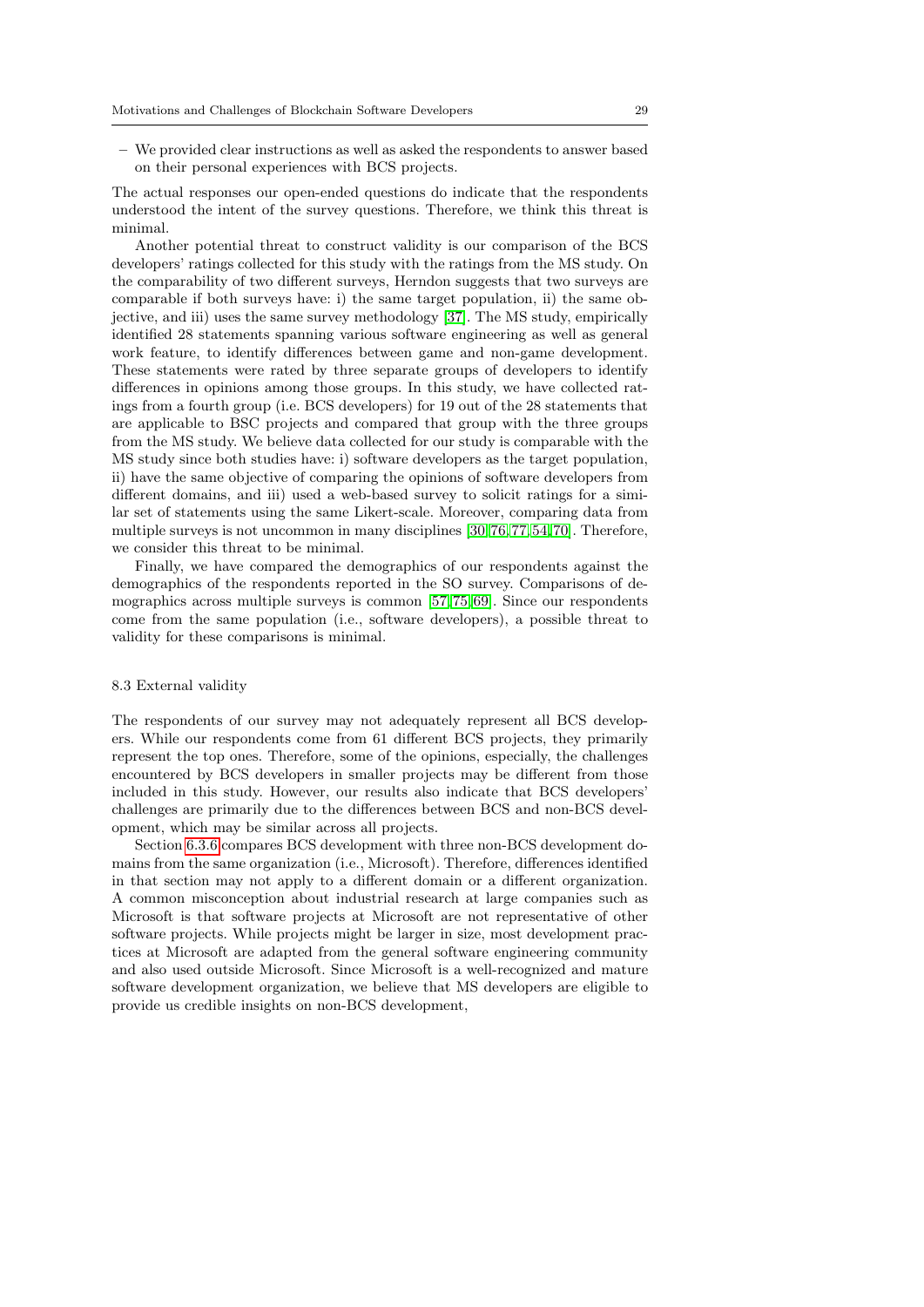– We provided clear instructions as well as asked the respondents to answer based on their personal experiences with BCS projects.

The actual responses our open-ended questions do indicate that the respondents understood the intent of the survey questions. Therefore, we think this threat is minimal.

Another potential threat to construct validity is our comparison of the BCS developers' ratings collected for this study with the ratings from the MS study. On the comparability of two different surveys, Herndon suggests that two surveys are comparable if both surveys have: i) the same target population, ii) the same objective, and iii) uses the same survey methodology [37]. The MS study, empirically identified 28 statements spanning various software engineering as well as general work feature, to identify differences between game and non-game development. These statements were rated by three separate groups of developers to identify differences in opinions among those groups. In this study, we have collected ratings from a fourth group (i.e. BCS developers) for 19 out of the 28 statements that are applicable to BSC projects and compared that group with the three groups from the MS study. We believe data collected for our study is comparable with the MS study since both studies have: i) software developers as the target population, ii) have the same objective of comparing the opinions of software developers from different domains, and iii) used a web-based survey to solicit ratings for a similar set of statements using the same Likert-scale. Moreover, comparing data from multiple surveys is not uncommon in many disciplines [30,76,77,54,70]. Therefore, we consider this threat to be minimal.

Finally, we have compared the demographics of our respondents against the demographics of the respondents reported in the SO survey. Comparisons of demographics across multiple surveys is common [57,75,69]. Since our respondents come from the same population (i.e., software developers), a possible threat to validity for these comparisons is minimal.

### 8.3 External validity

The respondents of our survey may not adequately represent all BCS developers. While our respondents come from 61 different BCS projects, they primarily represent the top ones. Therefore, some of the opinions, especially, the challenges encountered by BCS developers in smaller projects may be different from those included in this study. However, our results also indicate that BCS developers' challenges are primarily due to the differences between BCS and non-BCS development, which may be similar across all projects.

Section 6.3.6 compares BCS development with three non-BCS development domains from the same organization (i.e., Microsoft). Therefore, differences identified in that section may not apply to a different domain or a different organization. A common misconception about industrial research at large companies such as Microsoft is that software projects at Microsoft are not representative of other software projects. While projects might be larger in size, most development practices at Microsoft are adapted from the general software engineering community and also used outside Microsoft. Since Microsoft is a well-recognized and mature software development organization, we believe that MS developers are eligible to provide us credible insights on non-BCS development,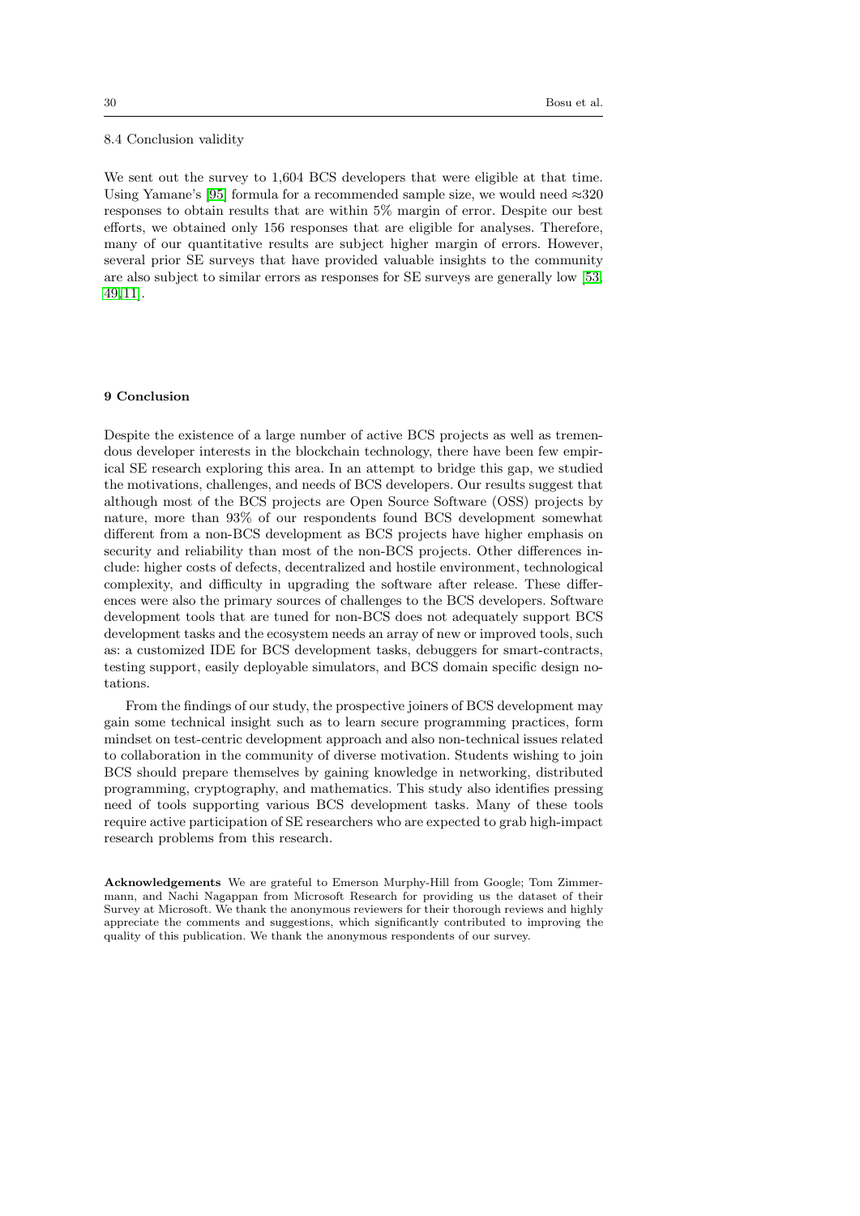### 8.4 Conclusion validity

We sent out the survey to 1,604 BCS developers that were eligible at that time. Using Yamane's [95] formula for a recommended sample size, we would need ≈320 responses to obtain results that are within 5% margin of error. Despite our best efforts, we obtained only 156 responses that are eligible for analyses. Therefore, many of our quantitative results are subject higher margin of errors. However, several prior SE surveys that have provided valuable insights to the community are also subject to similar errors as responses for SE surveys are generally low [53, 49, 11].

## 9 Conclusion

Despite the existence of a large number of active BCS projects as well as tremendous developer interests in the blockchain technology, there have been few empirical SE research exploring this area. In an attempt to bridge this gap, we studied the motivations, challenges, and needs of BCS developers. Our results suggest that although most of the BCS projects are Open Source Software (OSS) projects by nature, more than 93% of our respondents found BCS development somewhat different from a non-BCS development as BCS projects have higher emphasis on security and reliability than most of the non-BCS projects. Other differences include: higher costs of defects, decentralized and hostile environment, technological complexity, and difficulty in upgrading the software after release. These differences were also the primary sources of challenges to the BCS developers. Software development tools that are tuned for non-BCS does not adequately support BCS development tasks and the ecosystem needs an array of new or improved tools, such as: a customized IDE for BCS development tasks, debuggers for smart-contracts, testing support, easily deployable simulators, and BCS domain specific design notations.

From the findings of our study, the prospective joiners of BCS development may gain some technical insight such as to learn secure programming practices, form mindset on test-centric development approach and also non-technical issues related to collaboration in the community of diverse motivation. Students wishing to join BCS should prepare themselves by gaining knowledge in networking, distributed programming, cryptography, and mathematics. This study also identifies pressing need of tools supporting various BCS development tasks. Many of these tools require active participation of SE researchers who are expected to grab high-impact research problems from this research.

**Acknowledgements** We are grateful to Emerson Murphy-Hill from Google; Tom Zimmermann, and Nachi Nagappan from Microsoft Research for providing us the dataset of their Survey at Microsoft. We thank the anonymous reviewers for their thorough reviews and highly appreciate the comments and suggestions, which significantly contributed to improving the quality of this publication. We thank the anonymous respondents of our survey.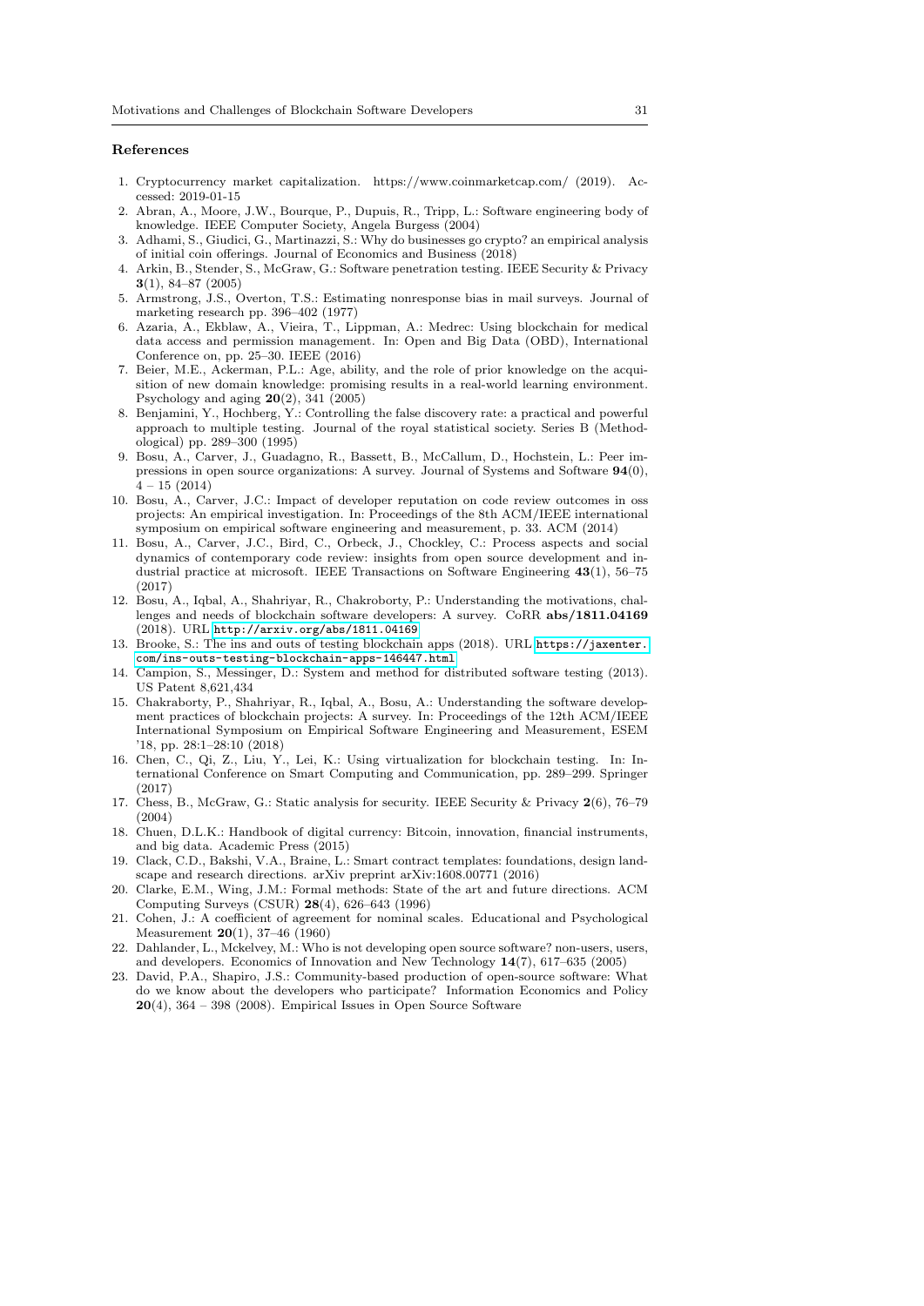## References

1. Cryptocurrency market capitalization. https://www.coinmarketcap.com/ (2019). Accessed: 2019-01-15
2. Abran, A., Moore, J.W., Bourque, P., Dupuis, R., Tripp, L.: Software engineering body of knowledge. IEEE Computer Society, Angela Burgess (2004)
3. Adhami, S., Giudici, G., Martinazzi, S.: Why do businesses go crypto? an empirical analysis of initial coin offerings. Journal of Economics and Business (2018)
4. Arkin, B., Stender, S., McGraw, G.: Software penetration testing. IEEE Security & Privacy **3**(1), 84–87 (2005)
5. Armstrong, J.S., Overton, T.S.: Estimating nonresponse bias in mail surveys. Journal of marketing research pp. 396–402 (1977)
6. Azaria, A., Ekblaw, A., Vieira, T., Lippman, A.: Medrec: Using blockchain for medical data access and permission management. In: Open and Big Data (OBD), International Conference on, pp. 25–30. IEEE (2016)
7. Beier, M.E., Ackerman, P.L.: Age, ability, and the role of prior knowledge on the acquisition of new domain knowledge: promising results in a real-world learning environment. Psychology and aging **20**(2), 341 (2005)
8. Benjamini, Y., Hochberg, Y.: Controlling the false discovery rate: a practical and powerful approach to multiple testing. Journal of the royal statistical society. Series B (Methodological) pp. 289–300 (1995)
9. Bosu, A., Carver, J., Guadagno, R., Bassett, B., McCallum, D., Hochstein, L.: Peer impressions in open source organizations: A survey. Journal of Systems and Software **94**(0), 4 – 15 (2014)
10. Bosu, A., Carver, J.C.: Impact of developer reputation on code review outcomes in oss projects: An empirical investigation. In: Proceedings of the 8th ACM/IEEE international symposium on empirical software engineering and measurement, p. 33. ACM (2014)
11. Bosu, A., Carver, J.C., Bird, C., Orbeck, J., Chockley, C.: Process aspects and social dynamics of contemporary code review: insights from open source development and industrial practice at microsoft. IEEE Transactions on Software Engineering **43**(1), 56–75 (2017)
12. Bosu, A., Iqbal, A., Shahriyar, R., Chakroborty, P.: Understanding the motivations, challenges and needs of blockchain software developers: A survey. CoRR **abs/1811.04169** (2018). URL http://arxiv.org/abs/1811.04169
13. Brooke, S.: The ins and outs of testing blockchain apps (2018). URL https://jaxenter.com/ins-outs-testing-blockchain-apps-146447.html
14. Campion, S., Messinger, D.: System and method for distributed software testing (2013). US Patent 8,621,434
15. Chakraborty, P., Shahriyar, R., Iqbal, A., Bosu, A.: Understanding the software development practices of blockchain projects: A survey. In: Proceedings of the 12th ACM/IEEE International Symposium on Empirical Software Engineering and Measurement, ESEM '18, pp. 28:1–28:10 (2018)
16. Chen, C., Qi, Z., Liu, Y., Lei, K.: Using virtualization for blockchain testing. In: International Conference on Smart Computing and Communication, pp. 289–299. Springer (2017)
17. Chess, B., McGraw, G.: Static analysis for security. IEEE Security & Privacy **2**(6), 76–79 (2004)
18. Chuen, D.L.K.: Handbook of digital currency: Bitcoin, innovation, financial instruments, and big data. Academic Press (2015)
19. Clack, C.D., Bakshi, V.A., Braine, L.: Smart contract templates: foundations, design landscape and research directions. arXiv preprint arXiv:1608.00771 (2016)
20. Clarke, E.M., Wing, J.M.: Formal methods: State of the art and future directions. ACM Computing Surveys (CSUR) **28**(4), 626–643 (1996)
21. Cohen, J.: A coefficient of agreement for nominal scales. Educational and Psychological Measurement **20**(1), 37–46 (1960)
22. Dahlander, L., Mckelvey, M.: Who is not developing open source software? non-users, users, and developers. Economics of Innovation and New Technology **14**(7), 617–635 (2005)
23. David, P.A., Shapiro, J.S.: Community-based production of open-source software: What do we know about the developers who participate? Information Economics and Policy **20**(4), 364 – 398 (2008). Empirical Issues in Open Source Software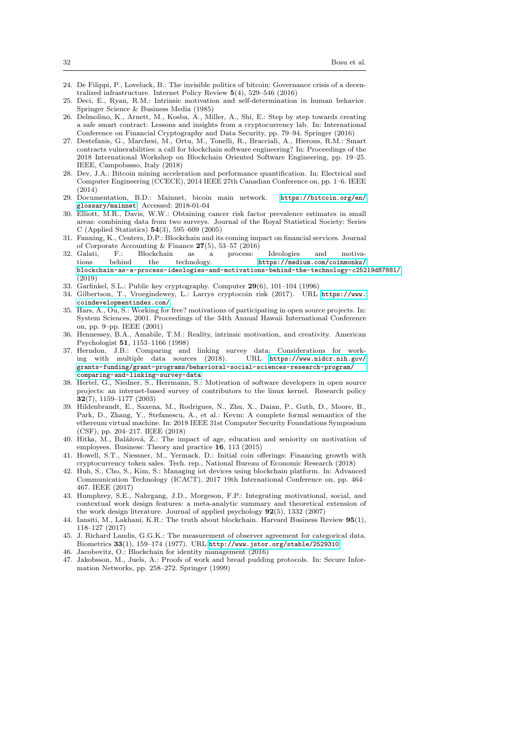24. De Filippi, P., Loveluck, B.: The invisible politics of bitcoin: Governance crisis of a decentralized infrastructure. Internet Policy Review **5**(4), 529–546 (2016)
25. Deci, E., Ryan, R.M.: Intrinsic motivation and self-determination in human behavior. Springer Science & Business Media (1985)
26. Delmolino, K., Arnett, M., Kosba, A., Miller, A., Shi, E.: Step by step towards creating a safe smart contract: Lessons and insights from a cryptocurrency lab. In: International Conference on Financial Cryptography and Data Security, pp. 79–94. Springer (2016)
27. Destefanis, G., Marchesi, M., Ortu, M., Tonelli, R., Bracciali, A., Hierons, R.M.: Smart contracts vulnerabilities: a call for blockchain software engineering? In: Proceedings of the 2018 International Workshop on Blockchain Oriented Software Engineering, pp. 19–25. IEEE, Campobasso, Italy (2018)
28. Dev, J.A.: Bitcoin mining acceleration and performance quantification. In: Electrical and Computer Engineering (CCECE), 2014 IEEE 27th Canadian Conference on, pp. 1–6. IEEE (2014)
29. Documentation, B.D.: Mainnet, bicoin main network. https://bitcoin.org/en/glossary/mainnet. Accessed: 2018-01-04
30. Elliott, M.R., Davis, W.W.: Obtaining cancer risk factor prevalence estimates in small areas: combining data from two surveys. Journal of the Royal Statistical Society: Series C (Applied Statistics) **54**(3), 595–609 (2005)
31. Fanning, K., Centers, D.P.: Blockchain and its coming impact on financial services. Journal of Corporate Accounting & Finance **27**(5), 53–57 (2016)
32. Galati, F.: Blockchain as a process: Ideologies and motivations behind the technology. https://medium.com/coinmonks/blockchain-as-a-process-ideologies-and-motivations-behind-the-technology-c25219d87881/ (2019)
33. Garfinkel, S.L.: Public key cryptography. Computer **29**(6), 101–104 (1996)
34. Gilbertson, T., Vroegindewey, L.: Larrys cryptocoin risk (2017). URL https://www.coindevelopmentindex.com/
35. Hars, A., Ou, S.: Working for free? motivations of participating in open source projects. In: System Sciences, 2001. Proceedings of the 34th Annual Hawaii International Conference on, pp. 9–pp. IEEE (2001)
36. Hennessey, B.A., Amabile, T.M.: Reality, intrinsic motivation, and creativity. American Psychologist **51**, 1153–1166 (1998)
37. Herndon, J.B.: Comparing and linking survey data: Considerations for working with multiple data sources (2018). URL https://www.nidcr.nih.gov/grants-funding/grant-programs/behavioral-social-sciences-research-program/comparing-and-linking-survey-data
38. Hertel, G., Niedner, S., Herrmann, S.: Motivation of software developers in open source projects: an internet-based survey of contributors to the linux kernel. Research policy **32**(7), 1159–1177 (2003)
39. Hildenbrandt, E., Saxena, M., Rodrigues, N., Zhu, X., Daian, P., Guth, D., Moore, B., Park, D., Zhang, Y., Stefanescu, A., et al.: Kevm: A complete formal semantics of the ethereum virtual machine. In: 2018 IEEE 31st Computer Security Foundations Symposium (CSF), pp. 204–217. IEEE (2018)
40. Hitka, M., Balážová, Ž.: The impact of age, education and seniority on motivation of employees. Business: Theory and practice **16**, 113 (2015)
41. Howell, S.T., Niessner, M., Yermack, D.: Initial coin offerings: Financing growth with cryptocurrency token sales. Tech. rep., National Bureau of Economic Research (2018)
42. Huh, S., Cho, S., Kim, S.: Managing iot devices using blockchain platform. In: Advanced Communication Technology (ICACT), 2017 19th International Conference on, pp. 464–467. IEEE (2017)
43. Humphrey, S.E., Nahrgang, J.D., Morgeson, F.P.: Integrating motivational, social, and contextual work design features: a meta-analytic summary and theoretical extension of the work design literature. Journal of applied psychology **92**(5), 1332 (2007)
44. Iansiti, M., Lakhani, K.R.: The truth about blockchain. Harvard Business Review **95**(1), 118–127 (2017)
45. J. Richard Landis, G.G.K.: The measurement of observer agreement for categorical data. Biometrics **33**(1), 159–174 (1977). URL http://www.jstor.org/stable/2529310
46. Jacobovitz, O.: Blockchain for identity management (2016)
47. Jakobsson, M., Juels, A.: Proofs of work and bread pudding protocols. In: Secure Information Networks, pp. 258–272. Springer (1999)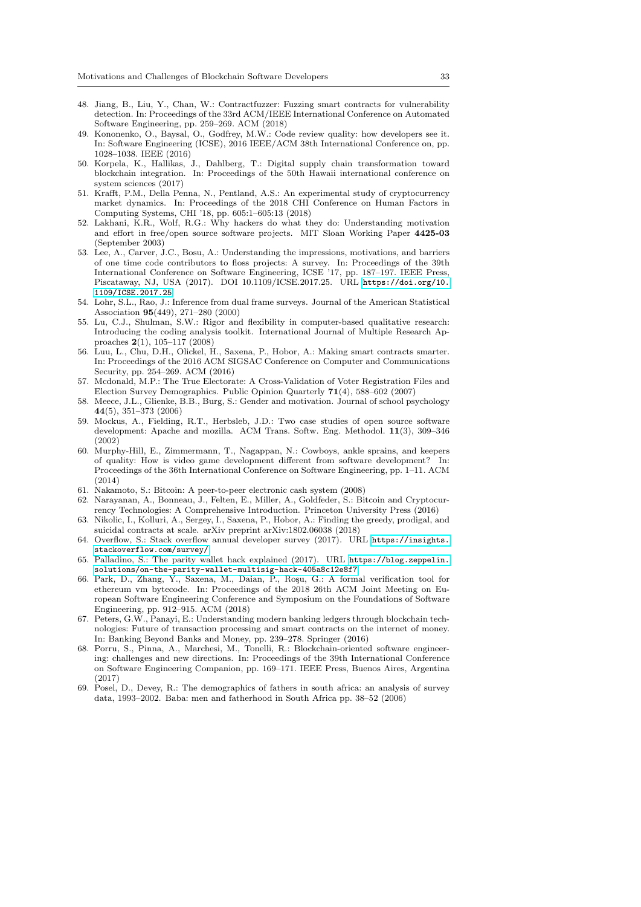48. Jiang, B., Liu, Y., Chan, W.: Contractfuzzer: Fuzzing smart contracts for vulnerability detection. In: Proceedings of the 33rd ACM/IEEE International Conference on Automated Software Engineering, pp. 259–269. ACM (2018)
49. Kononenko, O., Baysal, O., Godfrey, M.W.: Code review quality: how developers see it. In: Software Engineering (ICSE), 2016 IEEE/ACM 38th International Conference on, pp. 1028–1038. IEEE (2016)
50. Korpela, K., Hallikas, J., Dahlberg, T.: Digital supply chain transformation toward blockchain integration. In: Proceedings of the 50th Hawaii international conference on system sciences (2017)
51. Krafft, P.M., Della Penna, N., Pentland, A.S.: An experimental study of cryptocurrency market dynamics. In: Proceedings of the 2018 CHI Conference on Human Factors in Computing Systems, CHI '18, pp. 605:1–605:13 (2018)
52. Lakhani, K.R., Wolf, R.G.: Why hackers do what they do: Understanding motivation and effort in free/open source software projects. MIT Sloan Working Paper **4425-03** (September 2003)
53. Lee, A., Carver, J.C., Bosu, A.: Understanding the impressions, motivations, and barriers of one time code contributors to floss projects: A survey. In: Proceedings of the 39th International Conference on Software Engineering, ICSE '17, pp. 187–197. IEEE Press, Piscataway, NJ, USA (2017). DOI 10.1109/ICSE.2017.25. URL https://doi.org/10.1109/ICSE.2017.25
54. Lohr, S.L., Rao, J.: Inference from dual frame surveys. Journal of the American Statistical Association **95**(449), 271–280 (2000)
55. Lu, C.J., Shulman, S.W.: Rigor and flexibility in computer-based qualitative research: Introducing the coding analysis toolkit. International Journal of Multiple Research Approaches **2**(1), 105–117 (2008)
56. Luu, L., Chu, D.H., Olickel, H., Saxena, P., Hobor, A.: Making smart contracts smarter. In: Proceedings of the 2016 ACM SIGSAC Conference on Computer and Communications Security, pp. 254–269. ACM (2016)
57. Mcdonald, M.P.: The True Electorate: A Cross-Validation of Voter Registration Files and Election Survey Demographics. Public Opinion Quarterly **71**(4), 588–602 (2007)
58. Meece, J.L., Glienke, B.B., Burg, S.: Gender and motivation. Journal of school psychology **44**(5), 351–373 (2006)
59. Mockus, A., Fielding, R.T., Herbsleb, J.D.: Two case studies of open source software development: Apache and mozilla. ACM Trans. Softw. Eng. Methodol. **11**(3), 309–346 (2002)
60. Murphy-Hill, E., Zimmermann, T., Nagappan, N.: Cowboys, ankle sprains, and keepers of quality: How is video game development different from software development? In: Proceedings of the 36th International Conference on Software Engineering, pp. 1–11. ACM (2014)
61. Nakamoto, S.: Bitcoin: A peer-to-peer electronic cash system (2008)
62. Narayanan, A., Bonneau, J., Felten, E., Miller, A., Goldfeder, S.: Bitcoin and Cryptocurrency Technologies: A Comprehensive Introduction. Princeton University Press (2016)
63. Nikolic, I., Kolluri, A., Sergey, I., Saxena, P., Hobor, A.: Finding the greedy, prodigal, and suicidal contracts at scale. arXiv preprint arXiv:1802.06038 (2018)
64. Overflow, S.: Stack overflow annual developer survey (2017). URL https://insights.stackoverflow.com/survey/
65. Palladino, S.: The parity wallet hack explained (2017). URL https://blog.zeppelin.solutions/on-the-parity-wallet-multisig-hack-405a8c12e8f7
66. Park, D., Zhang, Y., Saxena, M., Daian, P., Roşu, G.: A formal verification tool for ethereum vm bytecode. In: Proceedings of the 2018 26th ACM Joint Meeting on European Software Engineering Conference and Symposium on the Foundations of Software Engineering, pp. 912–915. ACM (2018)
67. Peters, G.W., Panayi, E.: Understanding modern banking ledgers through blockchain technologies: Future of transaction processing and smart contracts on the internet of money. In: Banking Beyond Banks and Money, pp. 239–278. Springer (2016)
68. Porru, S., Pinna, A., Marchesi, M., Tonelli, R.: Blockchain-oriented software engineering: challenges and new directions. In: Proceedings of the 39th International Conference on Software Engineering Companion, pp. 169–171. IEEE Press, Buenos Aires, Argentina (2017)
69. Posel, D., Devey, R.: The demographics of fathers in south africa: an analysis of survey data, 1993–2002. Baba: men and fatherhood in South Africa pp. 38–52 (2006)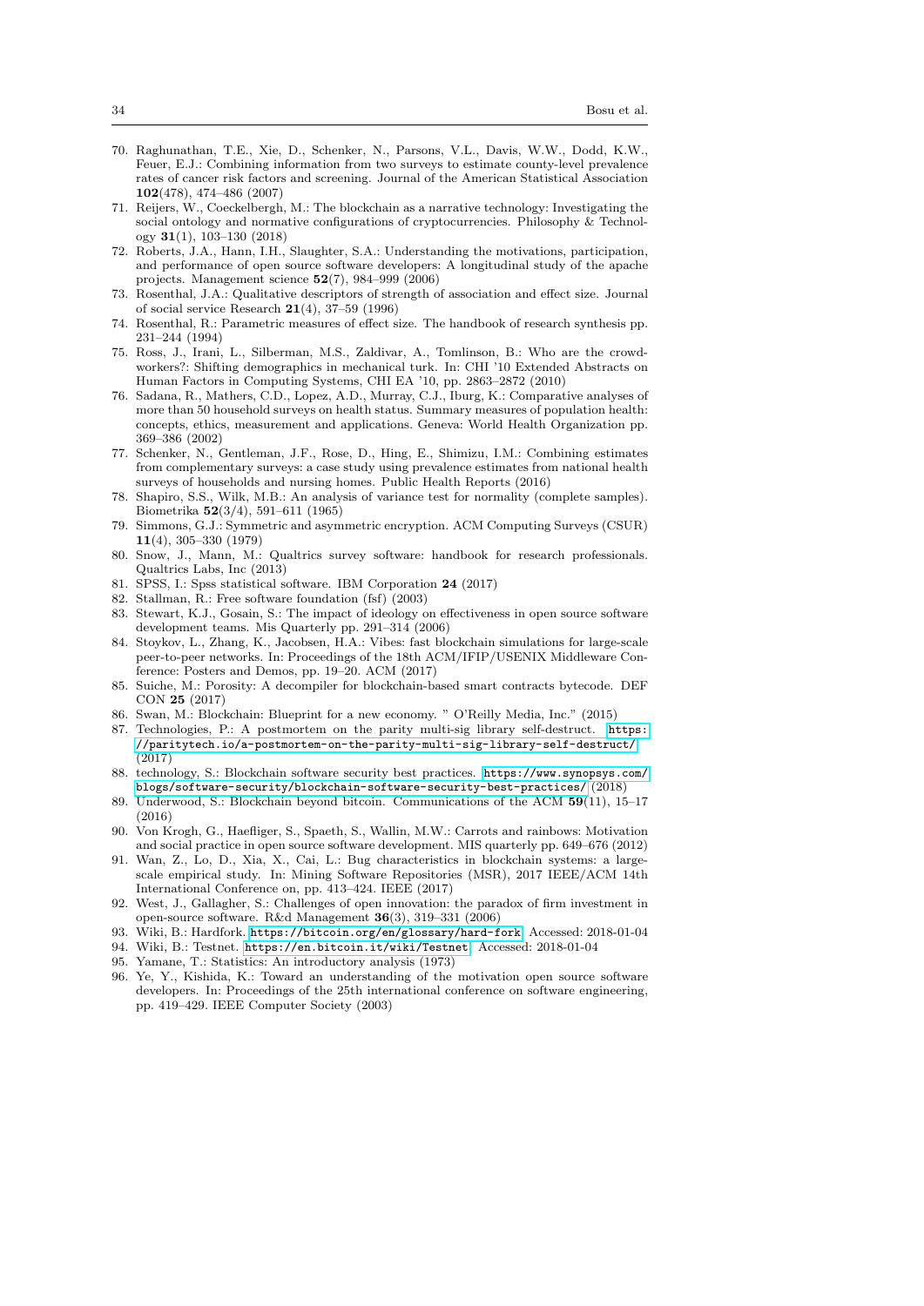70. Raghunathan, T.E., Xie, D., Schenker, N., Parsons, V.L., Davis, W.W., Dodd, K.W., Feuer, E.J.: Combining information from two surveys to estimate county-level prevalence rates of cancer risk factors and screening. Journal of the American Statistical Association **102**(478), 474–486 (2007)
71. Reijers, W., Coeckelbergh, M.: The blockchain as a narrative technology: Investigating the social ontology and normative configurations of cryptocurrencies. Philosophy & Technology **31**(1), 103–130 (2018)
72. Roberts, J.A., Hann, I.H., Slaughter, S.A.: Understanding the motivations, participation, and performance of open source software developers: A longitudinal study of the apache projects. Management science **52**(7), 984–999 (2006)
73. Rosenthal, J.A.: Qualitative descriptors of strength of association and effect size. Journal of social service Research **21**(4), 37–59 (1996)
74. Rosenthal, R.: Parametric measures of effect size. The handbook of research synthesis pp. 231–244 (1994)
75. Ross, J., Irani, L., Silberman, M.S., Zaldivar, A., Tomlinson, B.: Who are the crowdworkers?: Shifting demographics in mechanical turk. In: CHI '10 Extended Abstracts on Human Factors in Computing Systems, CHI EA '10, pp. 2863–2872 (2010)
76. Sadana, R., Mathers, C.D., Lopez, A.D., Murray, C.J., Iburg, K.: Comparative analyses of more than 50 household surveys on health status. Summary measures of population health: concepts, ethics, measurement and applications. Geneva: World Health Organization pp. 369–386 (2002)
77. Schenker, N., Gentleman, J.F., Rose, D., Hing, E., Shimizu, I.M.: Combining estimates from complementary surveys: a case study using prevalence estimates from national health surveys of households and nursing homes. Public Health Reports (2016)
78. Shapiro, S.S., Wilk, M.B.: An analysis of variance test for normality (complete samples). Biometrika **52**(3/4), 591–611 (1965)
79. Simmons, G.J.: Symmetric and asymmetric encryption. ACM Computing Surveys (CSUR) **11**(4), 305–330 (1979)
80. Snow, J., Mann, M.: Qualtrics survey software: handbook for research professionals. Qualtrics Labs, Inc (2013)
81. SPSS, I.: Spss statistical software. IBM Corporation **24** (2017)
82. Stallman, R.: Free software foundation (fsf) (2003)
83. Stewart, K.J., Gosain, S.: The impact of ideology on effectiveness in open source software development teams. Mis Quarterly pp. 291–314 (2006)
84. Stoykov, L., Zhang, K., Jacobsen, H.A.: Vibes: fast blockchain simulations for large-scale peer-to-peer networks. In: Proceedings of the 18th ACM/IFIP/USENIX Middleware Conference: Posters and Demos, pp. 19–20. ACM (2017)
85. Suiche, M.: Porosity: A decompiler for blockchain-based smart contracts bytecode. DEF CON **25** (2017)
86. Swan, M.: Blockchain: Blueprint for a new economy. " O'Reilly Media, Inc." (2015)
87. Technologies, P.: A postmortem on the parity multi-sig library self-destruct. https://paritytech.io/a-postmortem-on-the-parity-multi-sig-library-self-destruct/ (2017)
88. technology, S.: Blockchain software security best practices. https://www.synopsys.com/blogs/software-security/blockchain-software-security-best-practices/ (2018)
89. Underwood, S.: Blockchain beyond bitcoin. Communications of the ACM **59**(11), 15–17 (2016)
90. Von Krogh, G., Haefliger, S., Spaeth, S., Wallin, M.W.: Carrots and rainbows: Motivation and social practice in open source software development. MIS quarterly pp. 649–676 (2012)
91. Wan, Z., Lo, D., Xia, X., Cai, L.: Bug characteristics in blockchain systems: a large-scale empirical study. In: Mining Software Repositories (MSR), 2017 IEEE/ACM 14th International Conference on, pp. 413–424. IEEE (2017)
92. West, J., Gallagher, S.: Challenges of open innovation: the paradox of firm investment in open-source software. R&d Management **36**(3), 319–331 (2006)
93. Wiki, B.: Hardfork. https://bitcoin.org/en/glossary/hard-fork. Accessed: 2018-01-04
94. Wiki, B.: Testnet. https://en.bitcoin.it/wiki/Testnet. Accessed: 2018-01-04
95. Yamane, T.: Statistics: An introductory analysis (1973)
96. Ye, Y., Kishida, K.: Toward an understanding of the motivation open source software developers. In: Proceedings of the 25th international conference on software engineering, pp. 419–429. IEEE Computer Society (2003)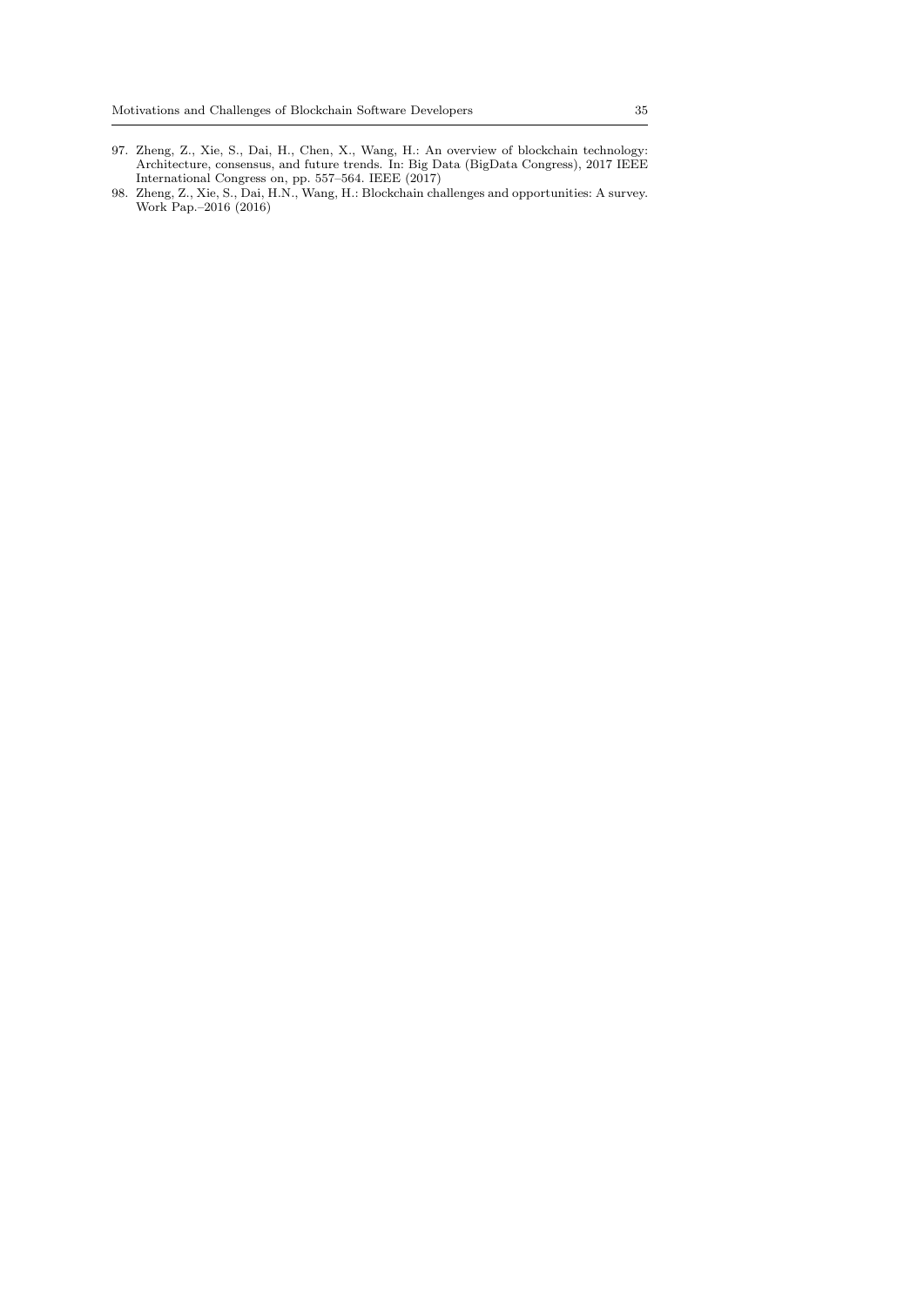97. Zheng, Z., Xie, S., Dai, H., Chen, X., Wang, H.: An overview of blockchain technology: Architecture, consensus, and future trends. In: Big Data (BigData Congress), 2017 IEEE International Congress on, pp. 557–564. IEEE (2017)
98. Zheng, Z., Xie, S., Dai, H.N., Wang, H.: Blockchain challenges and opportunities: A survey. Work Pap.–2016 (2016)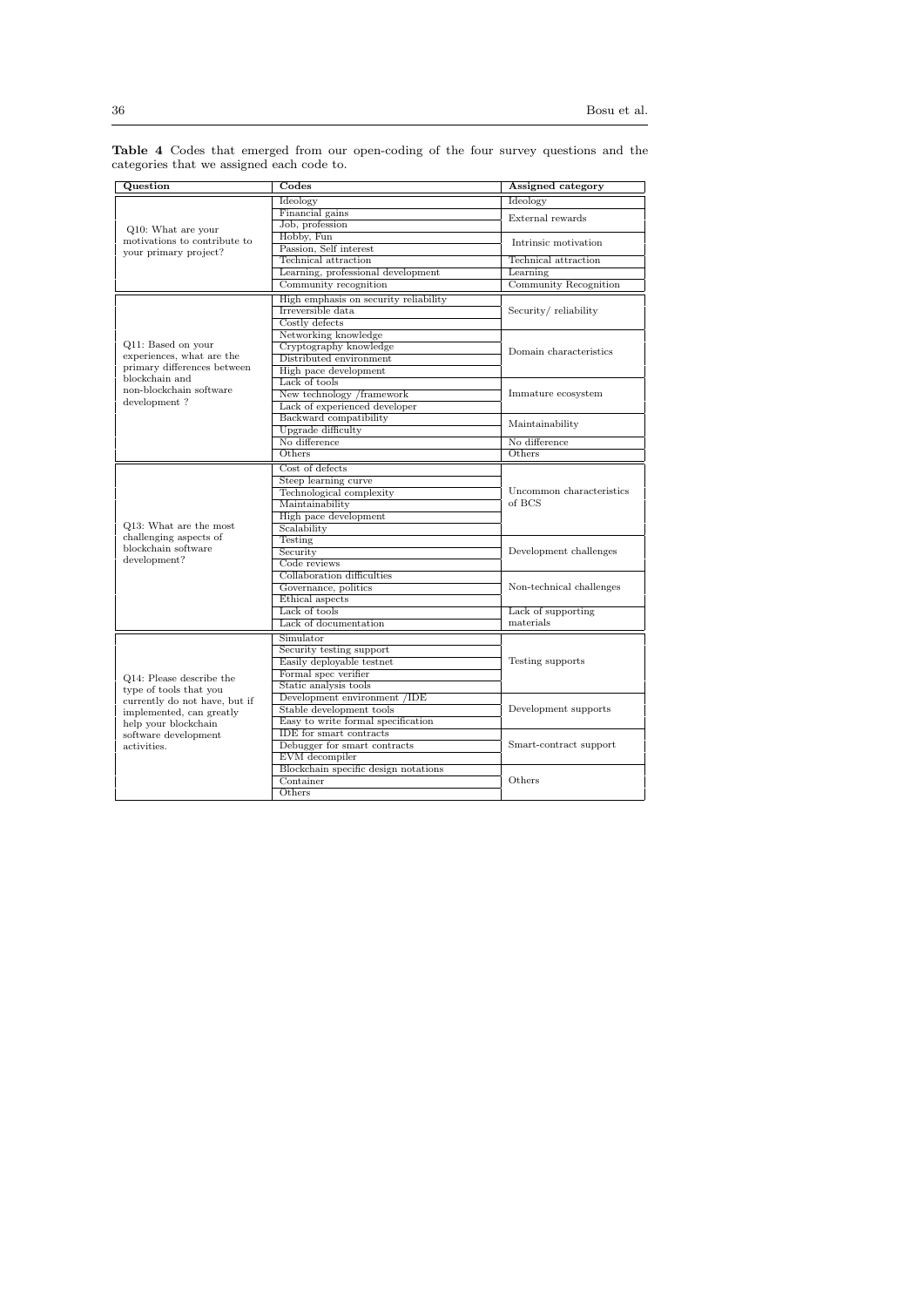**Table 4** Codes that emerged from our open-coding of the four survey questions and the categories that we assigned each code to.

| Question | Codes | Assigned category |
|---|---|---|
| Q10: What are your motivations to contribute to your primary project? | Ideology | Ideology |
| | Financial gains | External rewards |
| | Job, profession | |
| | Hobby, Fun | Intrinsic motivation |
| | Passion, Self interest | |
| | Technical attraction | Technical attraction |
| | Learning, professional development | Learning |
| | Community recognition | Community Recognition |
| Q11: Based on your experiences, what are the primary differences between blockchain and non-blockchain software development ? | High emphasis on security reliability | Security/ reliability |
| | Irreversible data | |
| | Costly defects | |
| | Networking knowledge | Domain characteristics |
| | Cryptography knowledge | |
| | Distributed environment | |
| | High pace development | |
| | Lack of tools | Immature ecosystem |
| | New technology /framework | |
| | Lack of experienced developer | |
| | Backward compatibility | Maintainability |
| | Upgrade difficulty | |
| | No difference | No difference |
| | Others | Others |
| Q13: What are the most challenging aspects of blockchain software development? | Cost of defects | Uncommon characteristics of BCS |
| | Steep learning curve | |
| | Technological complexity | |
| | Maintainability | |
| | High pace development | |
| | Scalability | |
| | Testing | Development challenges |
| | Security | |
| | Code reviews | |
| | Collaboration difficulties | Non-technical challenges |
| | Governance, politics | |
| | Ethical aspects | |
| | Lack of tools | Lack of supporting materials |
| | Lack of documentation | |
| Q14: Please describe the type of tools that you currently do not have, but if implemented, can greatly help your blockchain software development activities. | Simulator | Testing supports |
| | Security testing support | |
| | Easily deployable testnet | |
| | Formal spec verifier | |
| | Static analysis tools | |
| | Development environment /IDE | Development supports |
| | Stable development tools | |
| | Easy to write formal specification | |
| | IDE for smart contracts | Smart-contract support |
| | Debugger for smart contracts | |
| | EVM decompiler | |
| | Blockchain specific design notations | Others |
| | Container | |
| | Others | |